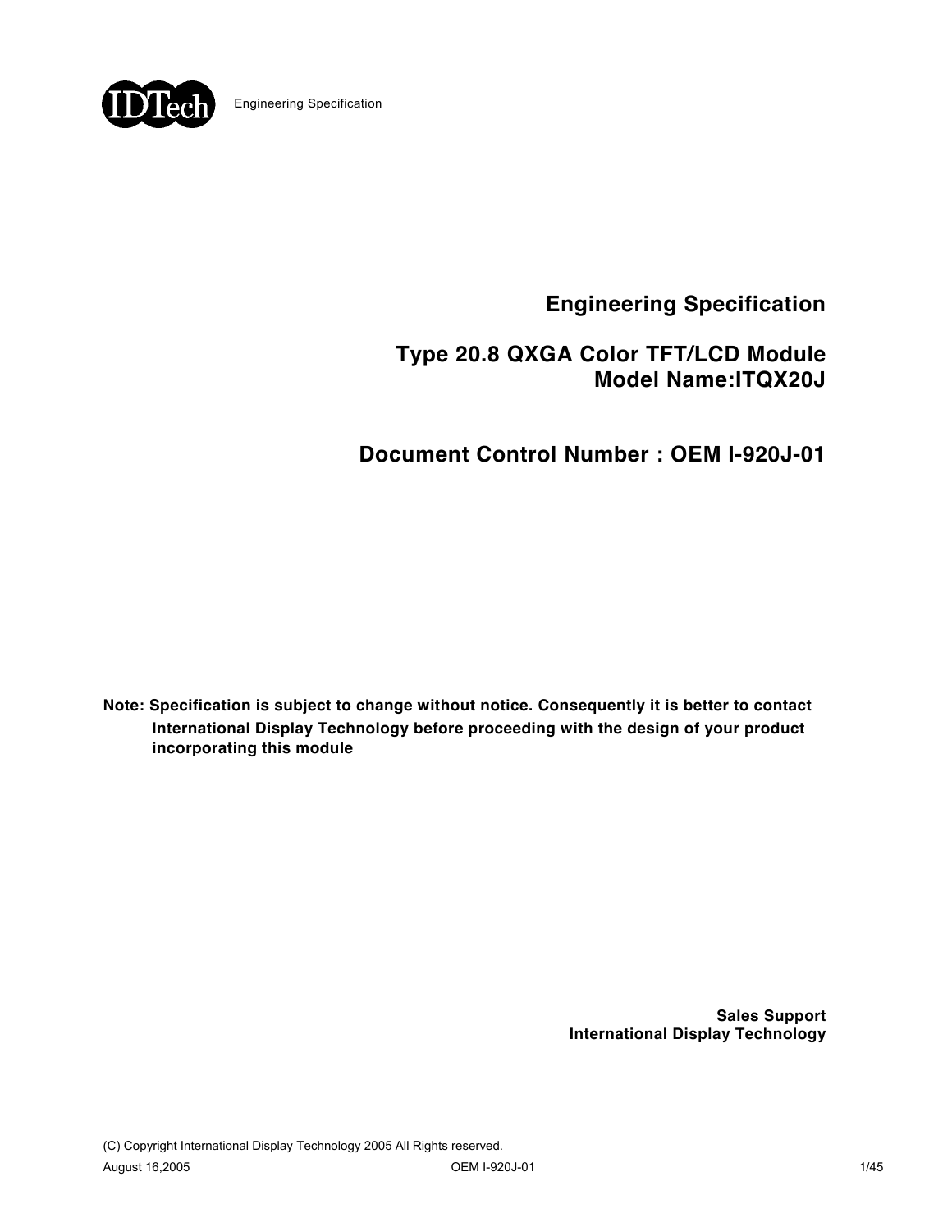# Engineering Specification

## Type 20.8 QXGA Color TFT/LCD Module
## Model Name:ITQX20J

## Document Control Number : OEM I-920J-01

**Note: Specification is subject to change without notice. Consequently it is better to contact International Display Technology before proceeding with the design of your product incorporating this module**

**Sales Support**
**International Display Technology**

(C) Copyright International Display Technology 2005 All Rights reserved.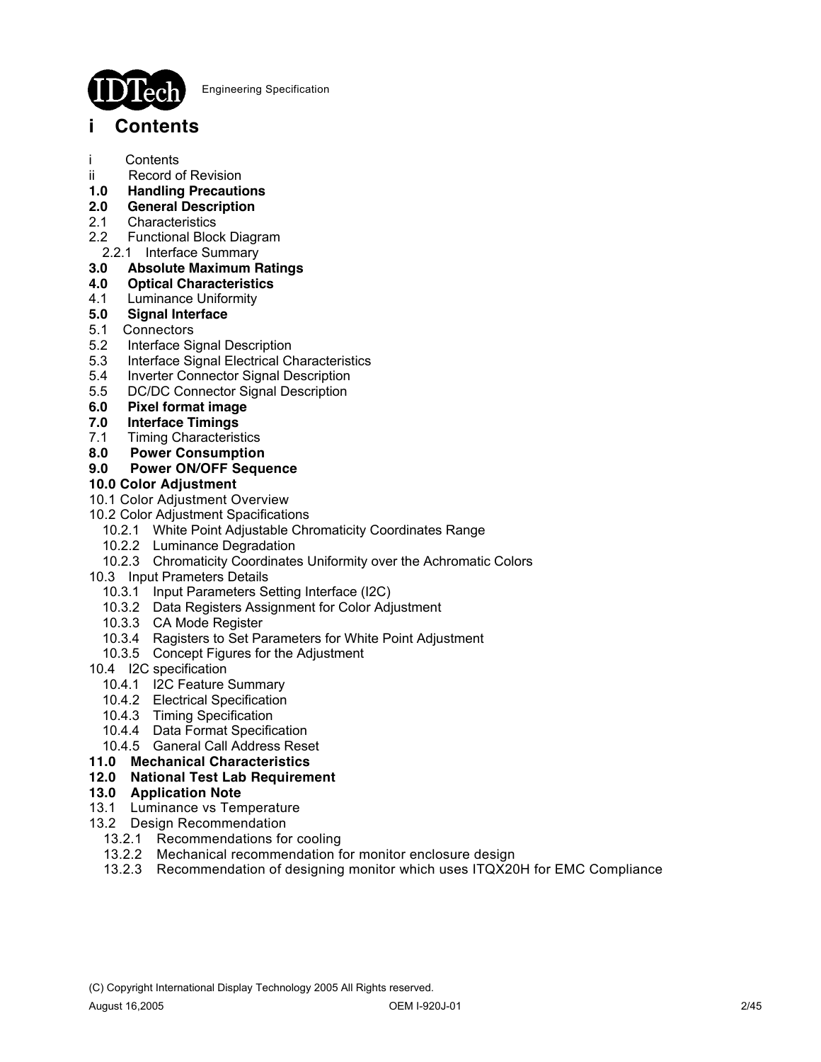# i Contents

i Contents
ii Record of Revision
**1.0 Handling Precautions**
**2.0 General Description**
2.1 Characteristics
2.2 Functional Block Diagram
  2.2.1 Interface Summary
**3.0 Absolute Maximum Ratings**
**4.0 Optical Characteristics**
4.1 Luminance Uniformity
**5.0 Signal Interface**
5.1 Connectors
5.2 Interface Signal Description
5.3 Interface Signal Electrical Characteristics
5.4 Inverter Connector Signal Description
5.5 DC/DC Connector Signal Description
**6.0 Pixel format image**
**7.0 Interface Timings**
7.1 Timing Characteristics
**8.0 Power Consumption**
**9.0 Power ON/OFF Sequence**
**10.0 Color Adjustment**
10.1 Color Adjustment Overview
10.2 Color Adjustment Spacifications
  10.2.1 White Point Adjustable Chromaticity Coordinates Range
  10.2.2 Luminance Degradation
  10.2.3 Chromaticity Coordinates Uniformity over the Achromatic Colors
10.3 Input Prameters Details
  10.3.1 Input Parameters Setting Interface (I2C)
  10.3.2 Data Registers Assignment for Color Adjustment
  10.3.3 CA Mode Register
  10.3.4 Ragisters to Set Parameters for White Point Adjustment
  10.3.5 Concept Figures for the Adjustment
10.4 I2C specification
  10.4.1 I2C Feature Summary
  10.4.2 Electrical Specification
  10.4.3 Timing Specification
  10.4.4 Data Format Specification
  10.4.5 Ganeral Call Address Reset
**11.0 Mechanical Characteristics**
**12.0 National Test Lab Requirement**
**13.0 Application Note**
13.1 Luminance vs Temperature
13.2 Design Recommendation
  13.2.1 Recommendations for cooling
  13.2.2 Mechanical recommendation for monitor enclosure design
  13.2.3 Recommendation of designing monitor which uses ITQX20H for EMC Compliance

(C) Copyright International Display Technology 2005 All Rights reserved.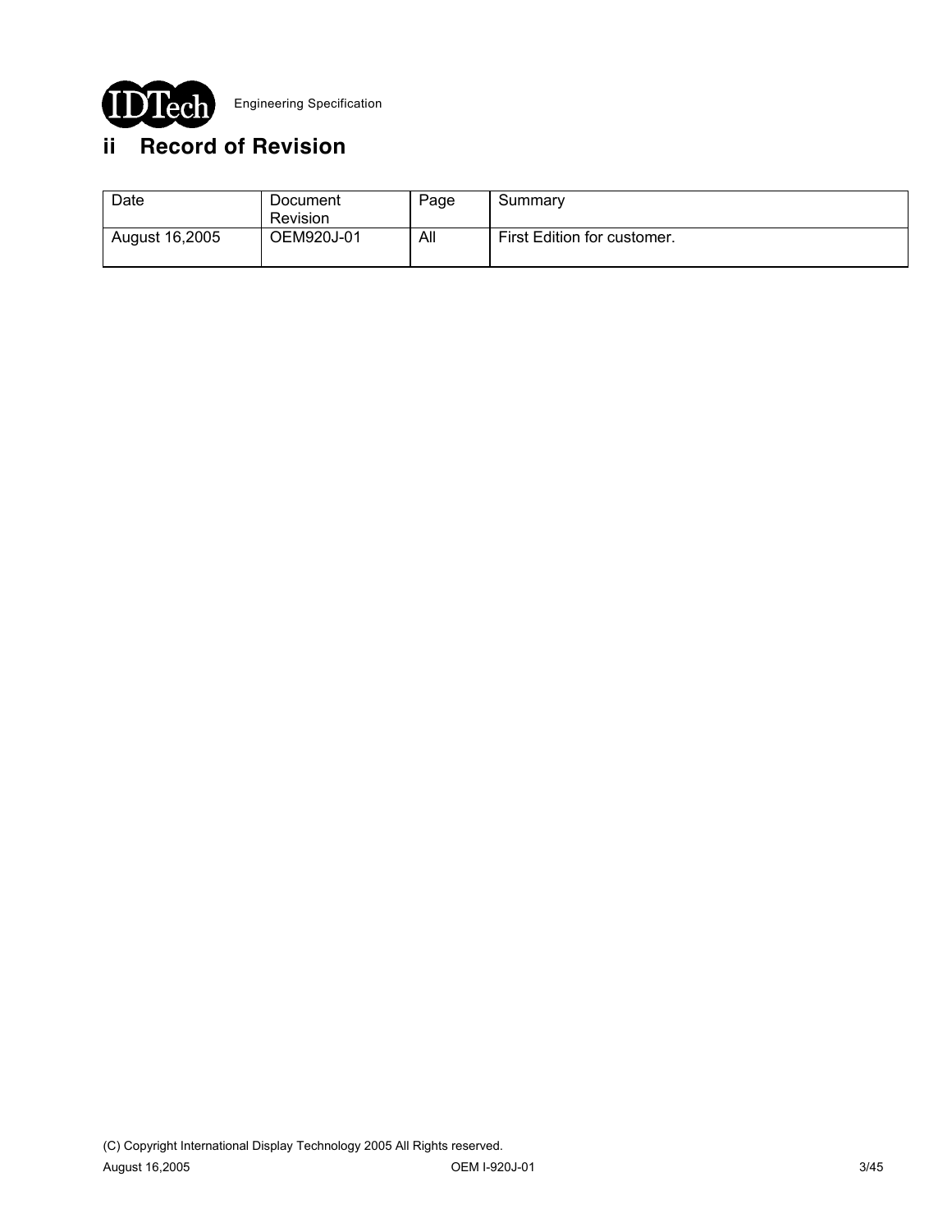## ii Record of Revision

| Date | Document Revision | Page | Summary |
|---|---|---|---|
| August 16,2005 | OEM920J-01 | All | First Edition for customer. |

(C) Copyright International Display Technology 2005 All Rights reserved.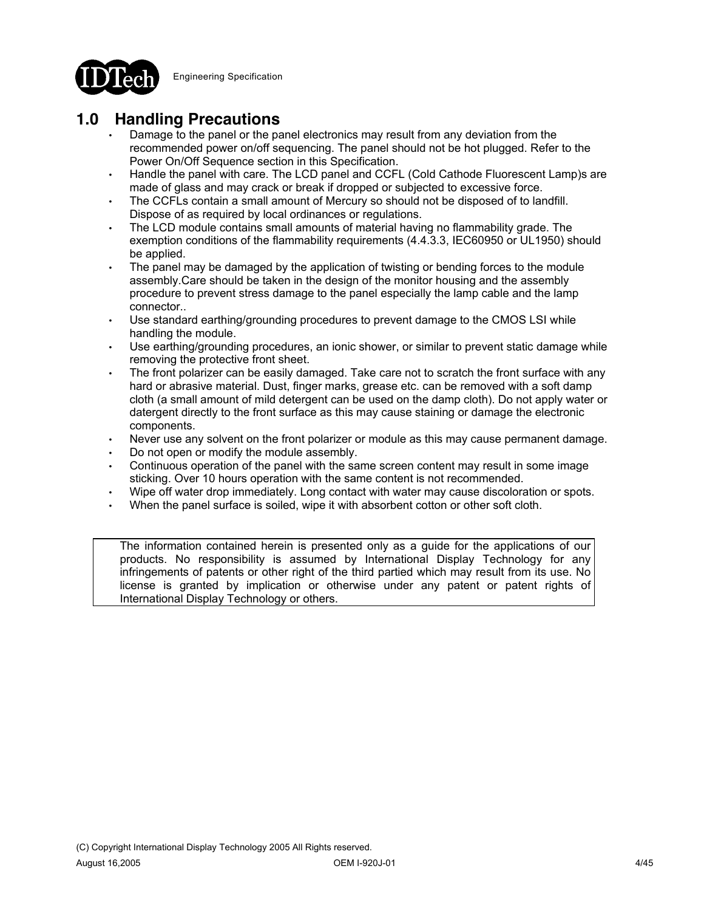## 1.0 Handling Precautions

- Damage to the panel or the panel electronics may result from any deviation from the recommended power on/off sequencing. The panel should not be hot plugged. Refer to the Power On/Off Sequence section in this Specification.
- Handle the panel with care. The LCD panel and CCFL (Cold Cathode Fluorescent Lamp)s are made of glass and may crack or break if dropped or subjected to excessive force.
- The CCFLs contain a small amount of Mercury so should not be disposed of to landfill. Dispose of as required by local ordinances or regulations.
- The LCD module contains small amounts of material having no flammability grade. The exemption conditions of the flammability requirements (4.4.3.3, IEC60950 or UL1950) should be applied.
- The panel may be damaged by the application of twisting or bending forces to the module assembly.Care should be taken in the design of the monitor housing and the assembly procedure to prevent stress damage to the panel especially the lamp cable and the lamp connector..
- Use standard earthing/grounding procedures to prevent damage to the CMOS LSI while handling the module.
- Use earthing/grounding procedures, an ionic shower, or similar to prevent static damage while removing the protective front sheet.
- The front polarizer can be easily damaged. Take care not to scratch the front surface with any hard or abrasive material. Dust, finger marks, grease etc. can be removed with a soft damp cloth (a small amount of mild detergent can be used on the damp cloth). Do not apply water or datergent directly to the front surface as this may cause staining or damage the electronic components.
- Never use any solvent on the front polarizer or module as this may cause permanent damage.
- Do not open or modify the module assembly.
- Continuous operation of the panel with the same screen content may result in some image sticking. Over 10 hours operation with the same content is not recommended.
- Wipe off water drop immediately. Long contact with water may cause discoloration or spots.
- When the panel surface is soiled, wipe it with absorbent cotton or other soft cloth.

| The information contained herein is presented only as a guide for the applications of our products. No responsibility is assumed by International Display Technology for any infringements of patents or other right of the third partied which may result from its use. No license is granted by implication or otherwise under any patent or patent rights of International Display Technology or others. |
|---|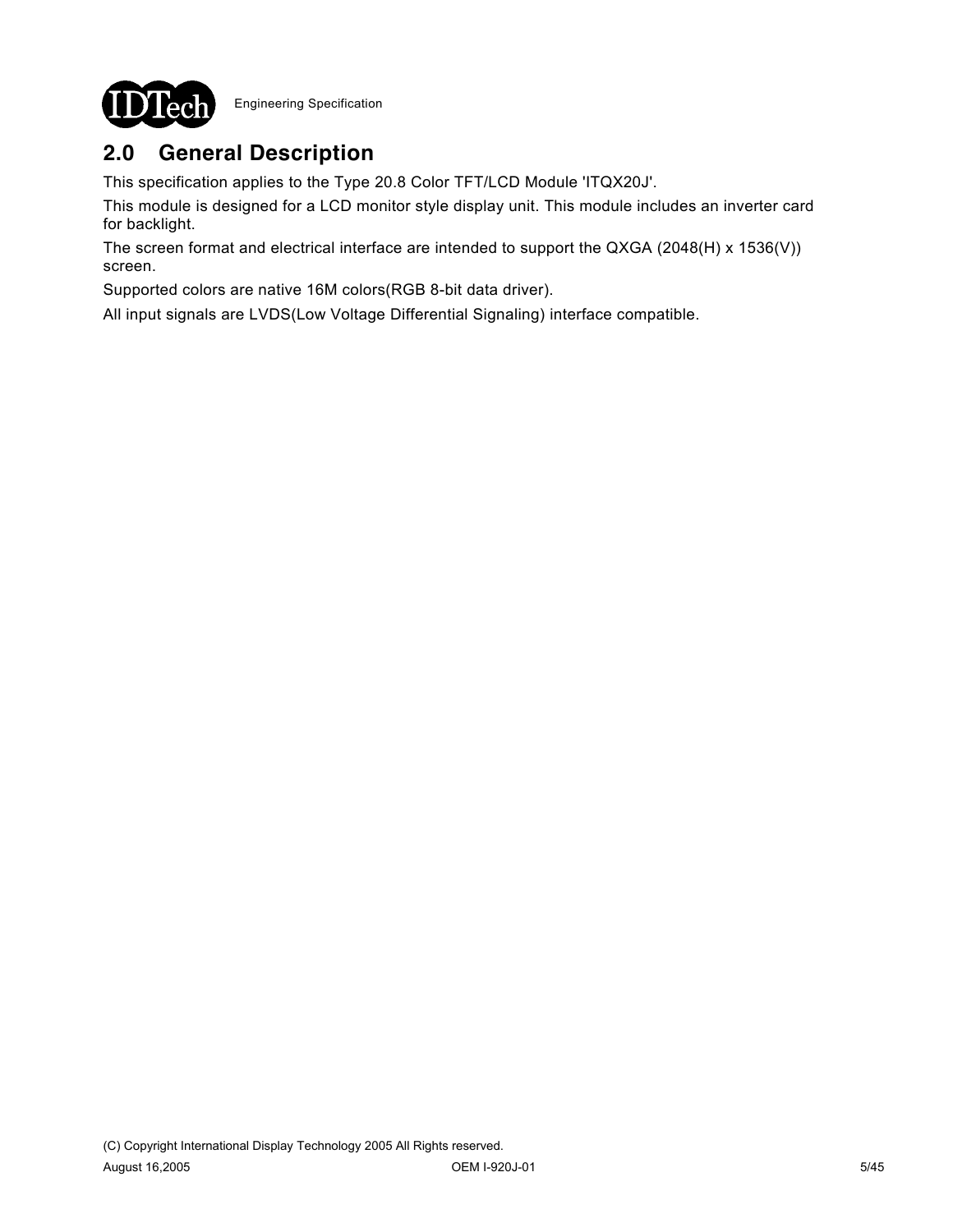## 2.0 General Description

This specification applies to the Type 20.8 Color TFT/LCD Module 'ITQX20J'.

This module is designed for a LCD monitor style display unit. This module includes an inverter card for backlight.

The screen format and electrical interface are intended to support the QXGA (2048(H) x 1536(V)) screen.

Supported colors are native 16M colors(RGB 8-bit data driver).

All input signals are LVDS(Low Voltage Differential Signaling) interface compatible.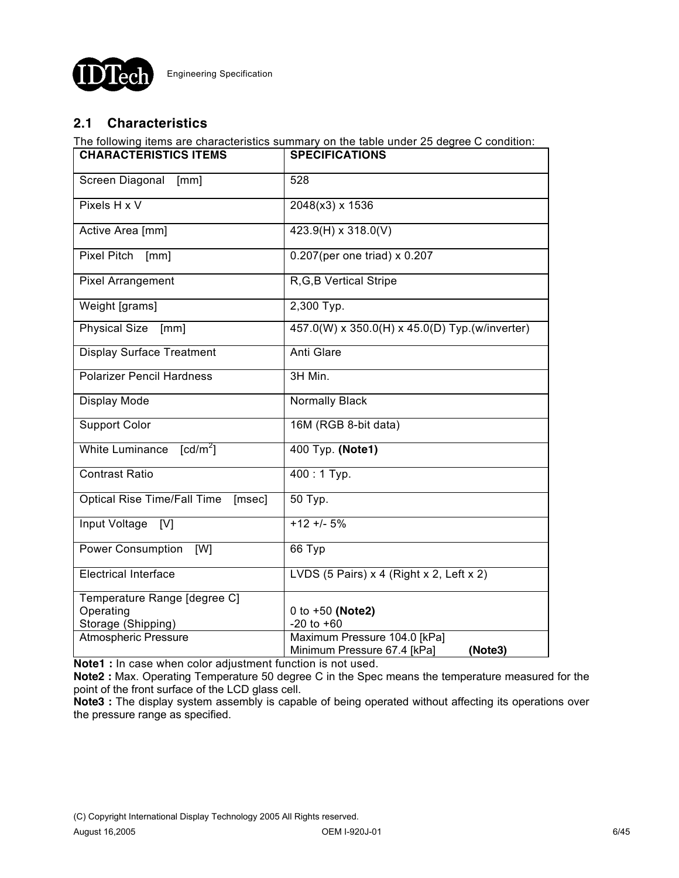## 2.1 Characteristics

The following items are characteristics summary on the table under 25 degree C condition:

| CHARACTERISTICS ITEMS | SPECIFICATIONS |
|---|---|
| Screen Diagonal [mm] | 528 |
| Pixels H x V | 2048(x3) x 1536 |
| Active Area [mm] | 423.9(H) x 318.0(V) |
| Pixel Pitch [mm] | 0.207(per one triad) x 0.207 |
| Pixel Arrangement | R,G,B Vertical Stripe |
| Weight [grams] | 2,300 Typ. |
| Physical Size [mm] | 457.0(W) x 350.0(H) x 45.0(D) Typ.(w/inverter) |
| Display Surface Treatment | Anti Glare |
| Polarizer Pencil Hardness | 3H Min. |
| Display Mode | Normally Black |
| Support Color | 16M (RGB 8-bit data) |
| White Luminance [$cd/m^2$] | 400 Typ. **(Note1)** |
| Contrast Ratio | 400 : 1 Typ. |
| Optical Rise Time/Fall Time [msec] | 50 Typ. |
| Input Voltage [V] | +12 +/- 5% |
| Power Consumption [W] | 66 Typ |
| Electrical Interface | LVDS (5 Pairs) x 4 (Right x 2, Left x 2) |
| Temperature Range [degree C]<br>Operating<br>Storage (Shipping) | <br>0 to +50 **(Note2)**<br>-20 to +60 |
| Atmospheric Pressure | Maximum Pressure 104.0 [kPa]<br>Minimum Pressure 67.4 [kPa] **(Note3)** |

**Note1 :** In case when color adjustment function is not used.

**Note2 :** Max. Operating Temperature 50 degree C in the Spec means the temperature measured for the point of the front surface of the LCD glass cell.

**Note3 :** The display system assembly is capable of being operated without affecting its operations over the pressure range as specified.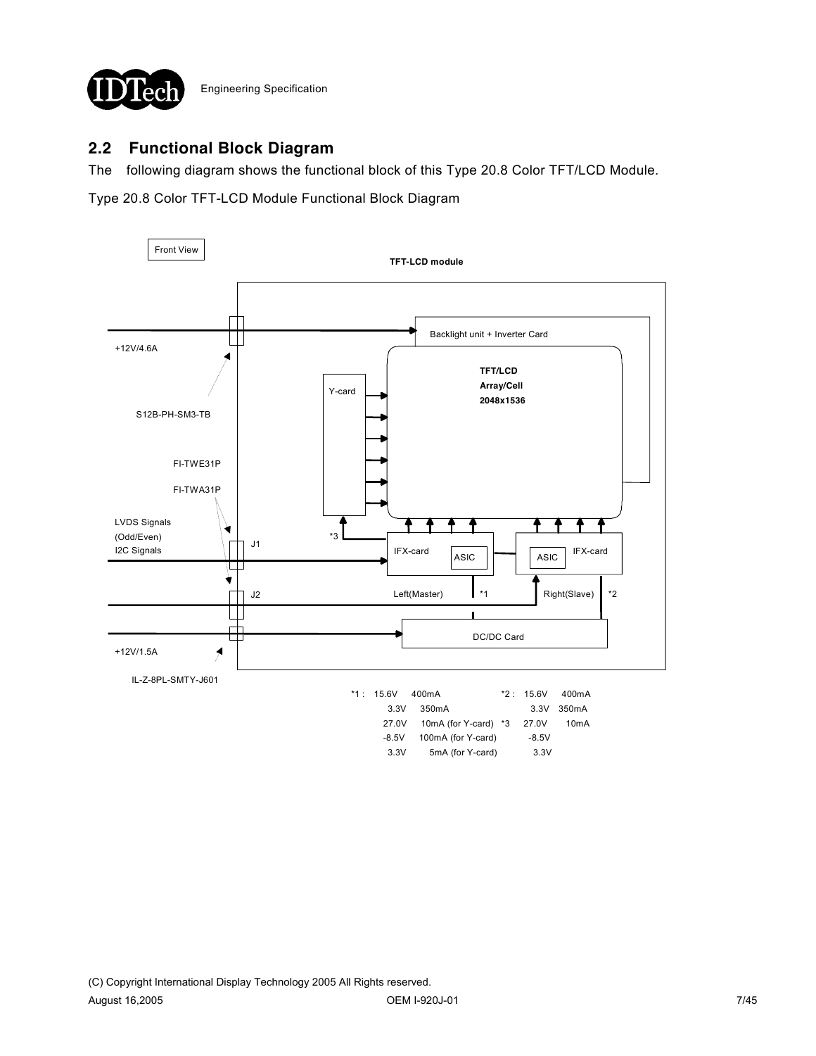## 2.2 Functional Block Diagram

The following diagram shows the functional block of this Type 20.8 Color TFT/LCD Module.

Type 20.8 Color TFT-LCD Module Functional Block Diagram

Front View

TFT-LCD module

+12V/4.6A

S12B-PH-SM3-TB

Backlight unit + Inverter Card

Y-card

**TFT/LCD**
**Array/Cell**
**2048x1536**

FI-TWE31P

FI-TWA31P

LVDS Signals
(Odd/Even)
I2C Signals

J1

*3

IFX-card ASIC

ASIC IFX-card

J2

Left(Master) *1

Right(Slave) *2

DC/DC Card

+12V/1.5A

IL-Z-8PL-SMTY-J601

| | | | | | |
|---|---|---|---|---|---|
| *1 : | 15.6V | 400mA | *2 : | 15.6V | 400mA |
| | 3.3V | 350mA | | 3.3V | 350mA |
| | 27.0V | 10mA (for Y-card) | *3 | 27.0V | 10mA |
| | -8.5V | 100mA (for Y-card) | | -8.5V | |
| | 3.3V | 5mA (for Y-card) | | 3.3V | |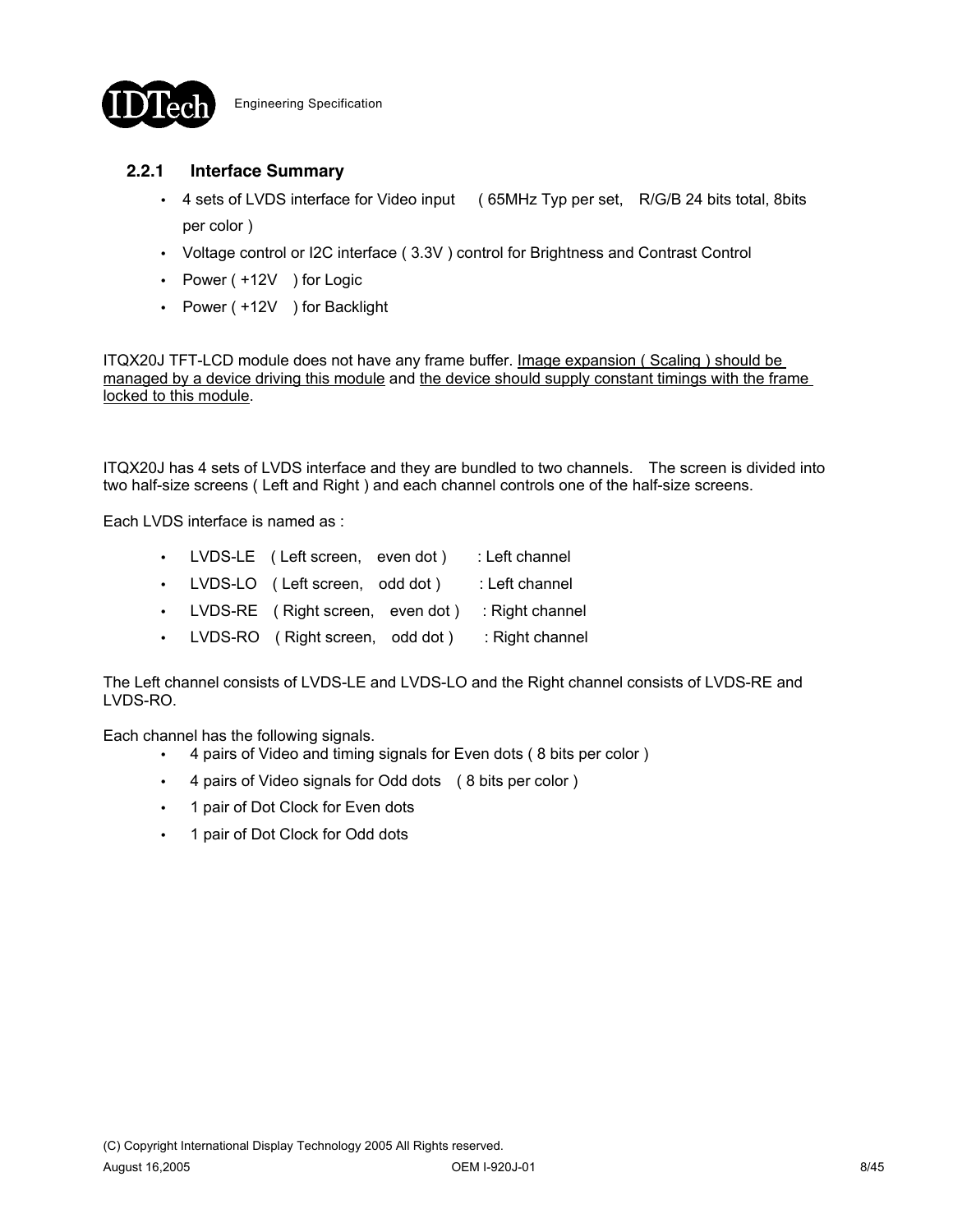### 2.2.1 Interface Summary

- 4 sets of LVDS interface for Video input ( 65MHz Typ per set, R/G/B 24 bits total, 8bits per color )
- Voltage control or I2C interface ( 3.3V ) control for Brightness and Contrast Control
- Power ( +12V ) for Logic
- Power ( +12V ) for Backlight

ITQX20J TFT-LCD module does not have any frame buffer. <u>Image expansion ( Scaling ) should be managed by a device driving this module</u> and <u>the device should supply constant timings with the frame locked to this module</u>.

ITQX20J has 4 sets of LVDS interface and they are bundled to two channels. The screen is divided into two half-size screens ( Left and Right ) and each channel controls one of the half-size screens.

Each LVDS interface is named as :

- LVDS-LE ( Left screen, even dot ) : Left channel
- LVDS-LO ( Left screen, odd dot ) : Left channel
- LVDS-RE ( Right screen, even dot ) : Right channel
- LVDS-RO ( Right screen, odd dot ) : Right channel

The Left channel consists of LVDS-LE and LVDS-LO and the Right channel consists of LVDS-RE and LVDS-RO.

Each channel has the following signals.

- 4 pairs of Video and timing signals for Even dots ( 8 bits per color )
- 4 pairs of Video signals for Odd dots ( 8 bits per color )
- 1 pair of Dot Clock for Even dots
- 1 pair of Dot Clock for Odd dots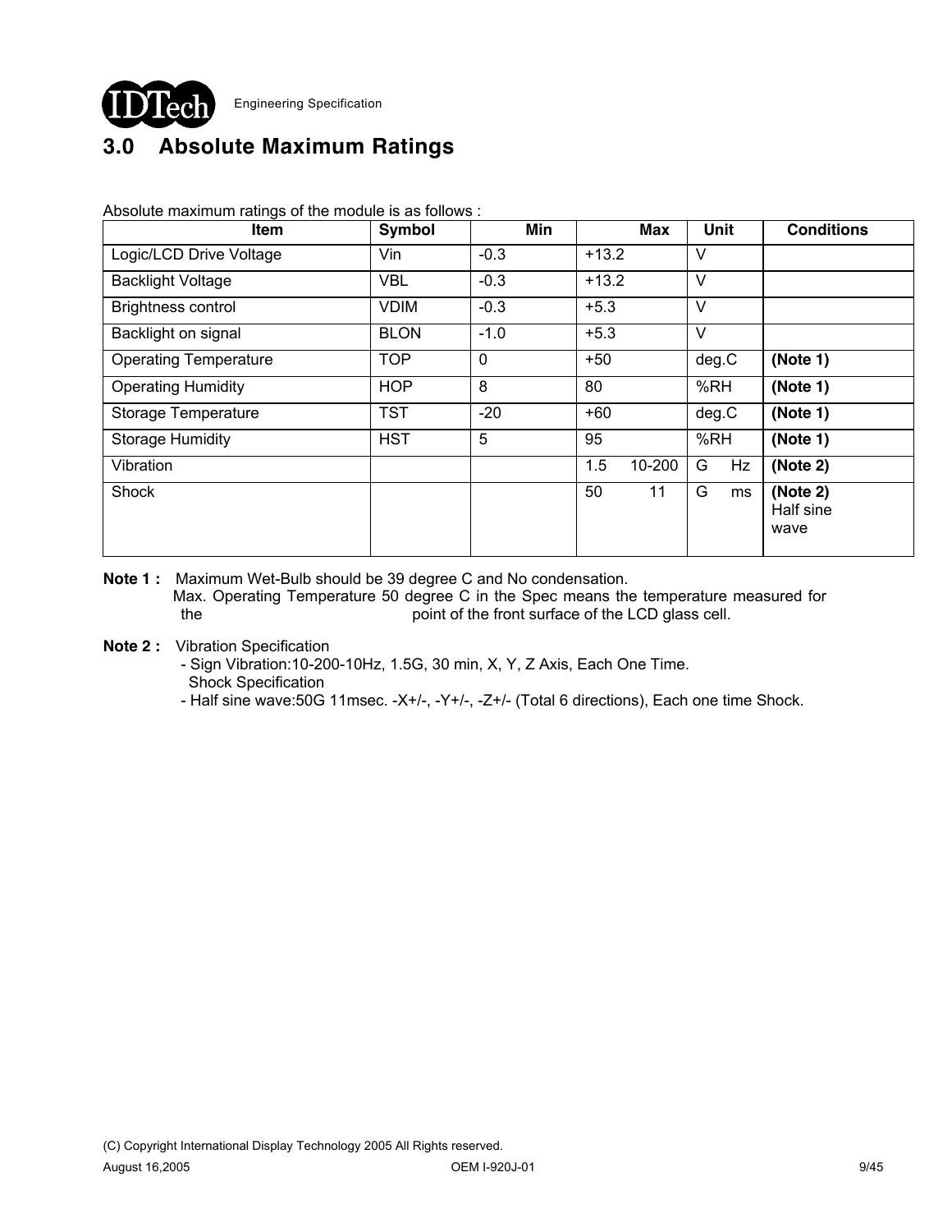# 3.0 Absolute Maximum Ratings

Absolute maximum ratings of the module is as follows :

| Item | Symbol | Min | Max | Unit | Conditions |
|---|---|---|---|---|---|
| Logic/LCD Drive Voltage | Vin | -0.3 | +13.2 | V | |
| Backlight Voltage | VBL | -0.3 | +13.2 | V | |
| Brightness control | VDIM | -0.3 | +5.3 | V | |
| Backlight on signal | BLON | -1.0 | +5.3 | V | |
| Operating Temperature | TOP | 0 | +50 | deg.C | **(Note 1)** |
| Operating Humidity | HOP | 8 | 80 | %RH | **(Note 1)** |
| Storage Temperature | TST | -20 | +60 | deg.C | **(Note 1)** |
| Storage Humidity | HST | 5 | 95 | %RH | **(Note 1)** |
| Vibration | | | 1.5 10-200 | G Hz | **(Note 2)** |
| Shock | | | 50 11 | G ms | **(Note 2)** Half sine wave |

**Note 1 :** Maximum Wet-Bulb should be 39 degree C and No condensation.
Max. Operating Temperature 50 degree C in the Spec means the temperature measured for the point of the front surface of the LCD glass cell.

**Note 2 :** Vibration Specification
- Sign Vibration:10-200-10Hz, 1.5G, 30 min, X, Y, Z Axis, Each One Time.

Shock Specification
- Half sine wave:50G 11msec. -X+/-, -Y+/-, -Z+/- (Total 6 directions), Each one time Shock.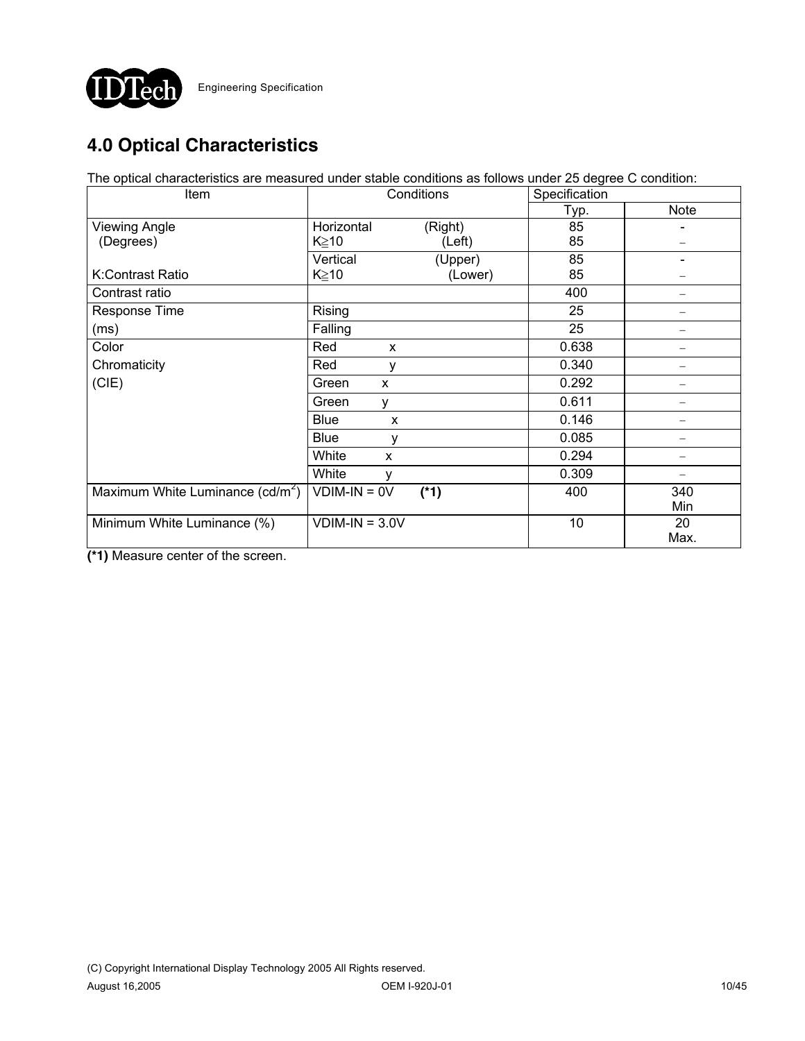# 4.0 Optical Characteristics

The optical characteristics are measured under stable conditions as follows under 25 degree C condition:

| Item | Conditions | Specification | |
|---|---|---|---|
| | | Typ. | Note |
| Viewing Angle (Degrees) | Horizontal (Right) K≧10 (Left) | 85<br>85 | -<br>− |
| K:Contrast Ratio | Vertical (Upper) K≧10 (Lower) | 85<br>85 | -<br>− |
| Contrast ratio | | 400 | − |
| Response Time (ms) | Rising | 25 | − |
| | Falling | 25 | − |
| Color Chromaticity (CIE) | Red x | 0.638 | − |
| | Red y | 0.340 | − |
| | Green x | 0.292 | − |
| | Green y | 0.611 | − |
| | Blue x | 0.146 | − |
| | Blue y | 0.085 | − |
| | White x | 0.294 | − |
| | White y | 0.309 | − |
| Maximum White Luminance (cd/m$^2$) | VDIM-IN = 0V **(*1)** | 400 | 340 Min |
| Minimum White Luminance (%) | VDIM-IN = 3.0V | 10 | 20 Max. |

**(*1)** Measure center of the screen.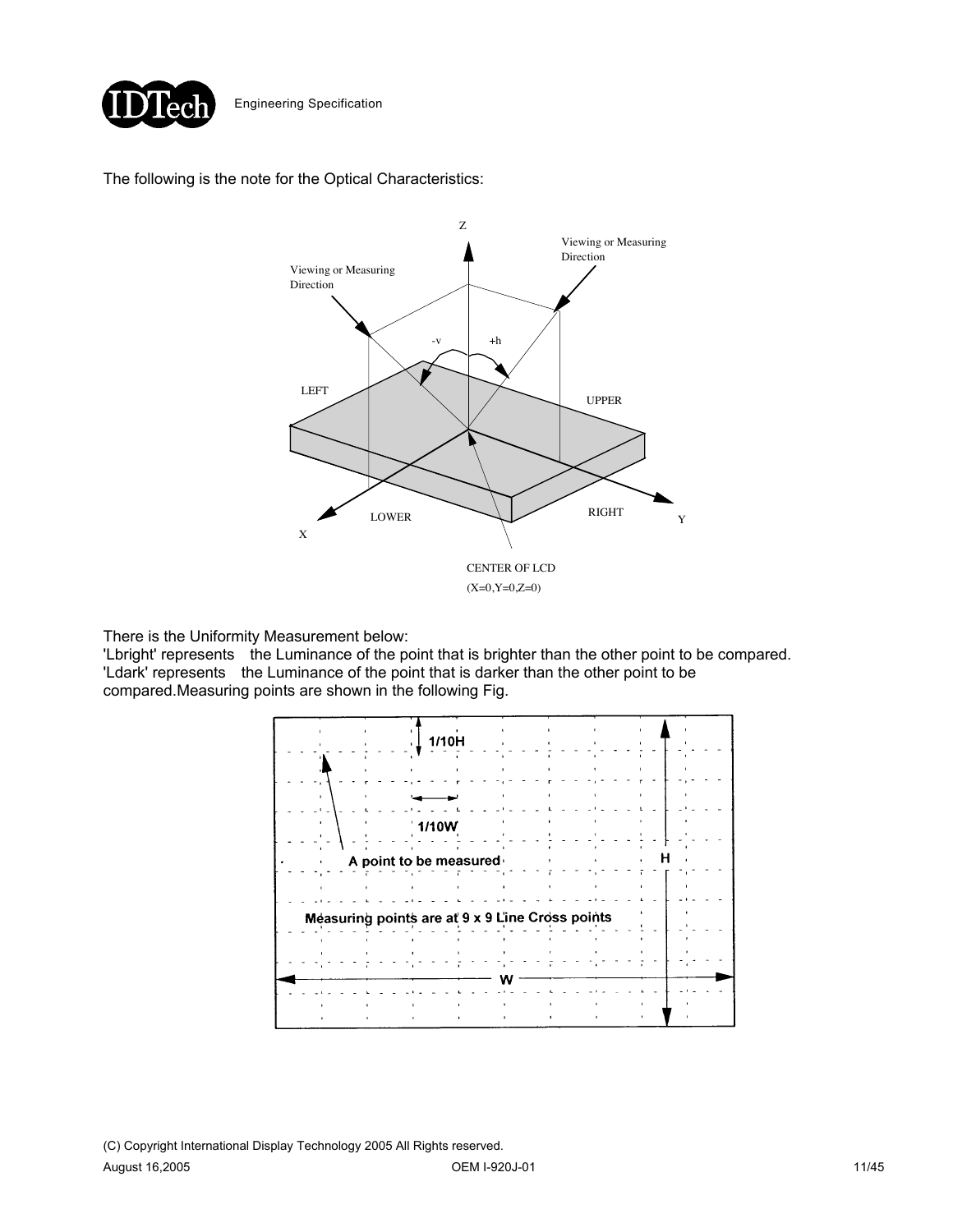The following is the note for the Optical Characteristics:

There is the Uniformity Measurement below:
'Lbright' represents the Luminance of the point that is brighter than the other point to be compared.
'Ldark' represents the Luminance of the point that is darker than the other point to be compared.Measuring points are shown in the following Fig.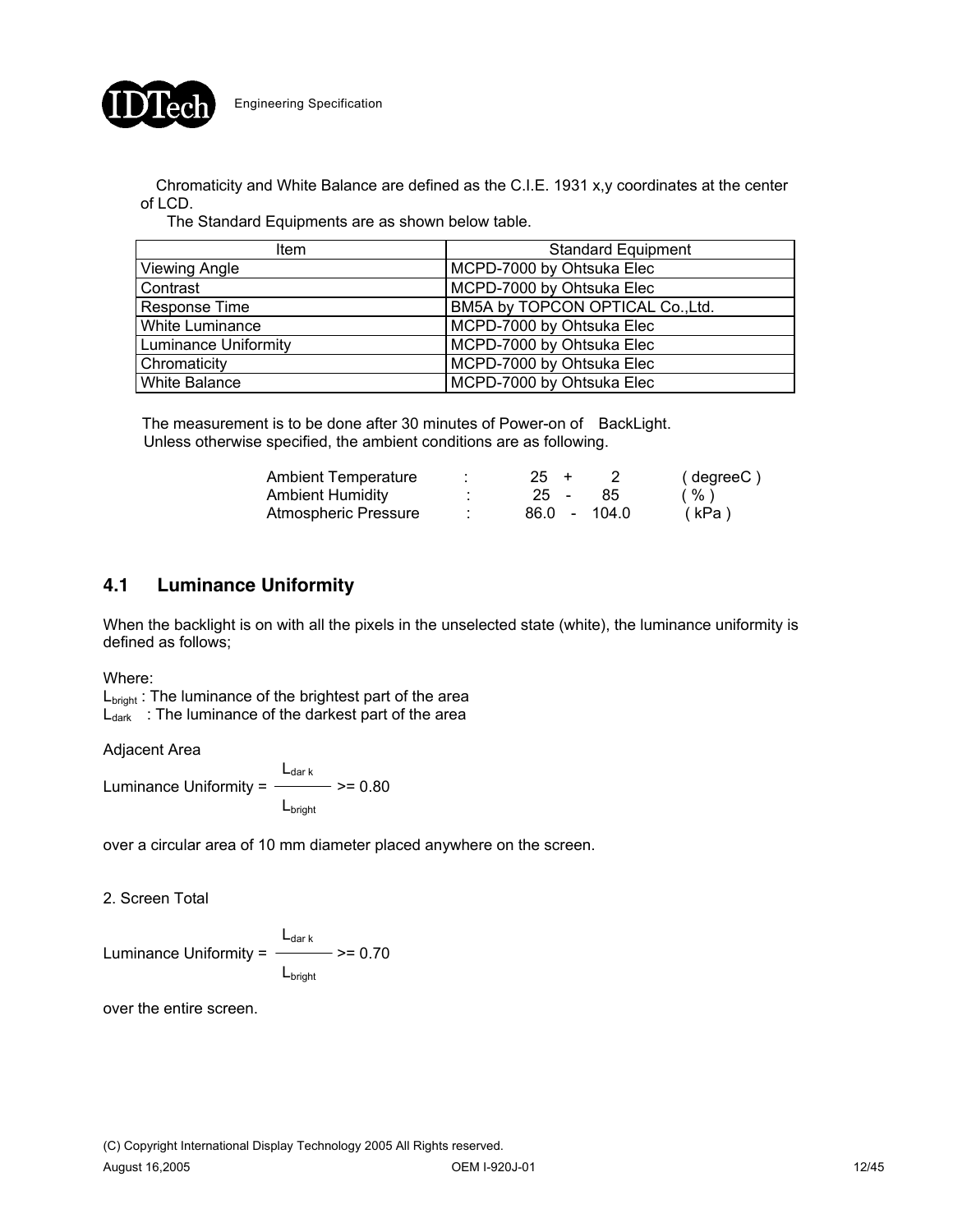Chromaticity and White Balance are defined as the C.I.E. 1931 x,y coordinates at the center of LCD.

The Standard Equipments are as shown below table.

| Item | Standard Equipment |
|---|---|
| Viewing Angle | MCPD-7000 by Ohtsuka Elec |
| Contrast | MCPD-7000 by Ohtsuka Elec |
| Response Time | BM5A by TOPCON OPTICAL Co.,Ltd. |
| White Luminance | MCPD-7000 by Ohtsuka Elec |
| Luminance Uniformity | MCPD-7000 by Ohtsuka Elec |
| Chromaticity | MCPD-7000 by Ohtsuka Elec |
| White Balance | MCPD-7000 by Ohtsuka Elec |

The measurement is to be done after 30 minutes of Power-on of BackLight.
Unless otherwise specified, the ambient conditions are as following.

| | | | |
|---|---|---|---|
| Ambient Temperature | : | 25 + 2 | ( degreeC ) |
| Ambient Humidity | : | 25 - 85 | ( % ) |
| Atmospheric Pressure | : | 86.0 - 104.0 | ( kPa ) |

## 4.1 Luminance Uniformity

When the backlight is on with all the pixels in the unselected state (white), the luminance uniformity is defined as follows;

Where:
$L_{bright}$ : The luminance of the brightest part of the area
$L_{dark}$ : The luminance of the darkest part of the area

Adjacent Area

$$\text{Luminance Uniformity} = \frac{L_{dark}}{L_{bright}} >= 0.80$$

over a circular area of 10 mm diameter placed anywhere on the screen.

2. Screen Total

$$\text{Luminance Uniformity} = \frac{L_{dark}}{L_{bright}} >= 0.70$$

over the entire screen.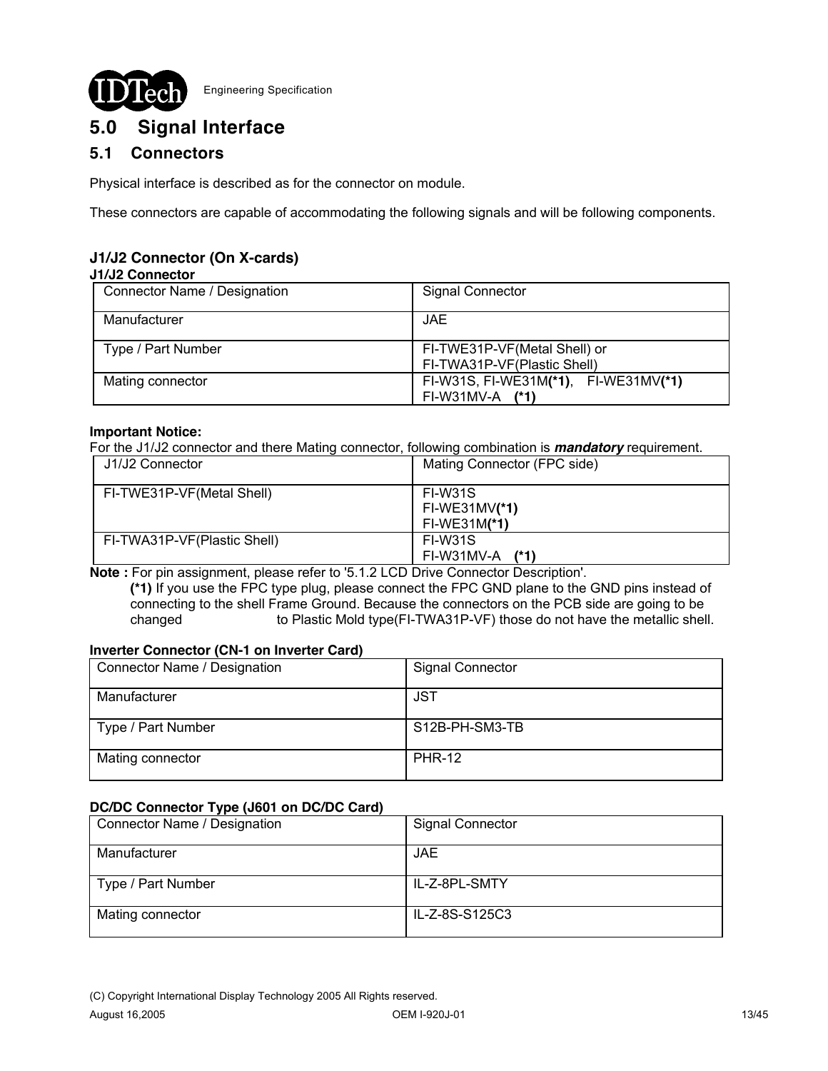# 5.0 Signal Interface

## 5.1 Connectors

Physical interface is described as for the connector on module.

These connectors are capable of accommodating the following signals and will be following components.

### J1/J2 Connector (On X-cards)

**J1/J2 Connector**

| Connector Name / Designation | Signal Connector |
|---|---|
| Manufacturer | JAE |
| Type / Part Number | FI-TWE31P-VF(Metal Shell) or FI-TWA31P-VF(Plastic Shell) |
| Mating connector | FI-W31S, FI-WE31M**(*1)**, FI-WE31MV**(*1)** FI-W31MV-A **(*1)** |

**Important Notice:**
For the J1/J2 connector and there Mating connector, following combination is ***mandatory*** requirement.

| J1/J2 Connector | Mating Connector (FPC side) |
|---|---|
| FI-TWE31P-VF(Metal Shell) | FI-W31S<br>FI-WE31MV**(*1)**<br>FI-WE31M**(*1)** |
| FI-TWA31P-VF(Plastic Shell) | FI-W31S<br>FI-W31MV-A **(*1)** |

**Note :** For pin assignment, please refer to '5.1.2 LCD Drive Connector Description'.
**(*1)** If you use the FPC type plug, please connect the FPC GND plane to the GND pins instead of connecting to the shell Frame Ground. Because the connectors on the PCB side are going to be changed to Plastic Mold type(FI-TWA31P-VF) those do not have the metallic shell.

**Inverter Connector (CN-1 on Inverter Card)**

| Connector Name / Designation | Signal Connector |
|---|---|
| Manufacturer | JST |
| Type / Part Number | S12B-PH-SM3-TB |
| Mating connector | PHR-12 |

**DC/DC Connector Type (J601 on DC/DC Card)**

| Connector Name / Designation | Signal Connector |
|---|---|
| Manufacturer | JAE |
| Type / Part Number | IL-Z-8PL-SMTY |
| Mating connector | IL-Z-8S-S125C3 |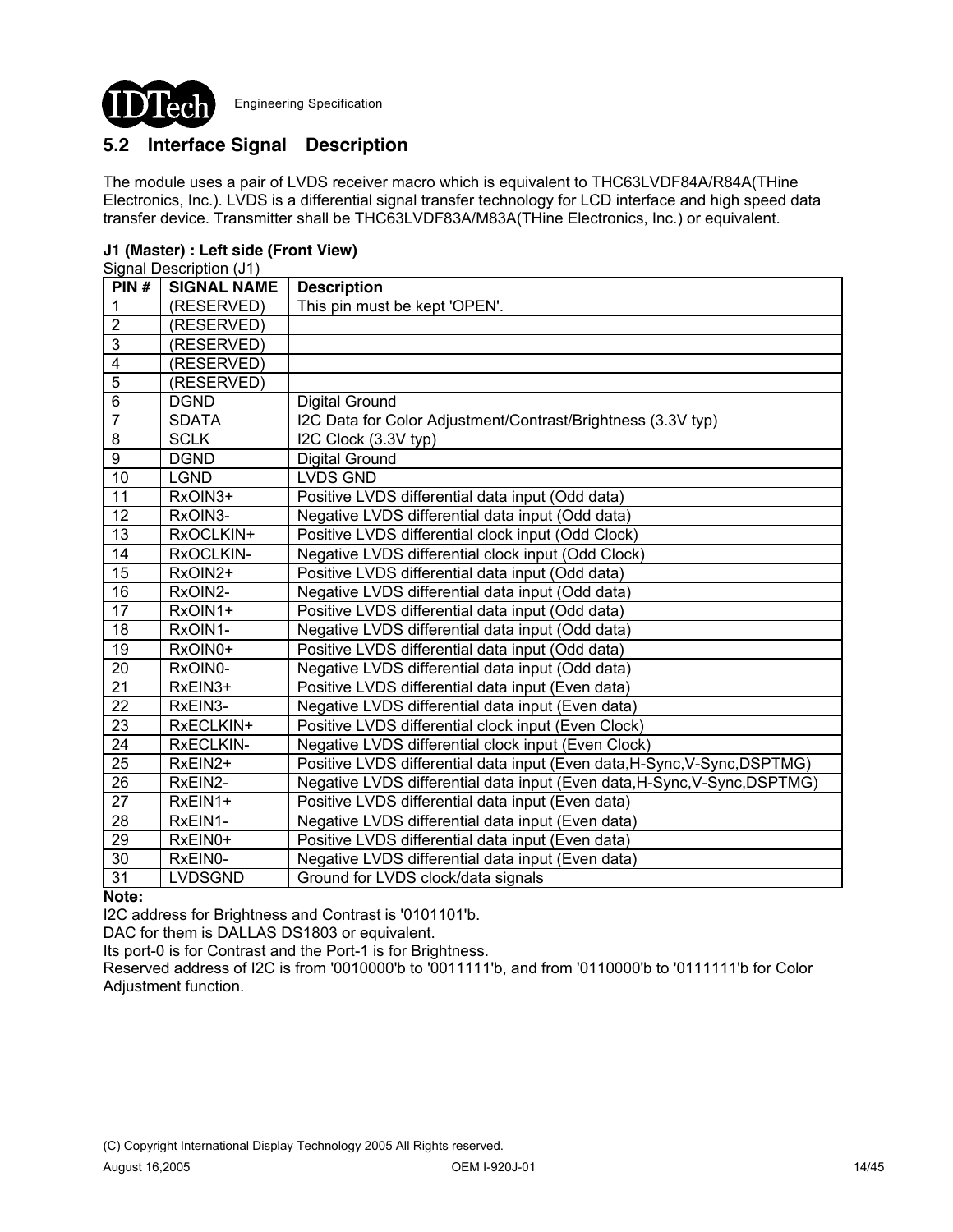## 5.2 Interface Signal Description

The module uses a pair of LVDS receiver macro which is equivalent to THC63LVDF84A/R84A(THine Electronics, Inc.). LVDS is a differential signal transfer technology for LCD interface and high speed data transfer device. Transmitter shall be THC63LVDF83A/M83A(THine Electronics, Inc.) or equivalent.

**J1 (Master) : Left side (Front View)**

Signal Description (J1)

| PIN # | SIGNAL NAME | Description |
|---|---|---|
| 1 | (RESERVED) | This pin must be kept 'OPEN'. |
| 2 | (RESERVED) | |
| 3 | (RESERVED) | |
| 4 | (RESERVED) | |
| 5 | (RESERVED) | |
| 6 | DGND | Digital Ground |
| 7 | SDATA | I2C Data for Color Adjustment/Contrast/Brightness (3.3V typ) |
| 8 | SCLK | I2C Clock (3.3V typ) |
| 9 | DGND | Digital Ground |
| 10 | LGND | LVDS GND |
| 11 | RxOIN3+ | Positive LVDS differential data input (Odd data) |
| 12 | RxOIN3- | Negative LVDS differential data input (Odd data) |
| 13 | RxOCLKIN+ | Positive LVDS differential clock input (Odd Clock) |
| 14 | RxOCLKIN- | Negative LVDS differential clock input (Odd Clock) |
| 15 | RxOIN2+ | Positive LVDS differential data input (Odd data) |
| 16 | RxOIN2- | Negative LVDS differential data input (Odd data) |
| 17 | RxOIN1+ | Positive LVDS differential data input (Odd data) |
| 18 | RxOIN1- | Negative LVDS differential data input (Odd data) |
| 19 | RxOIN0+ | Positive LVDS differential data input (Odd data) |
| 20 | RxOIN0- | Negative LVDS differential data input (Odd data) |
| 21 | RxEIN3+ | Positive LVDS differential data input (Even data) |
| 22 | RxEIN3- | Negative LVDS differential data input (Even data) |
| 23 | RxECLKIN+ | Positive LVDS differential clock input (Even Clock) |
| 24 | RxECLKIN- | Negative LVDS differential clock input (Even Clock) |
| 25 | RxEIN2+ | Positive LVDS differential data input (Even data,H-Sync,V-Sync,DSPTMG) |
| 26 | RxEIN2- | Negative LVDS differential data input (Even data,H-Sync,V-Sync,DSPTMG) |
| 27 | RxEIN1+ | Positive LVDS differential data input (Even data) |
| 28 | RxEIN1- | Negative LVDS differential data input (Even data) |
| 29 | RxEIN0+ | Positive LVDS differential data input (Even data) |
| 30 | RxEIN0- | Negative LVDS differential data input (Even data) |
| 31 | LVDSGND | Ground for LVDS clock/data signals |

**Note:**

I2C address for Brightness and Contrast is '0101101'b.

DAC for them is DALLAS DS1803 or equivalent.

Its port-0 is for Contrast and the Port-1 is for Brightness.

Reserved address of I2C is from '0010000'b to '0011111'b, and from '0110000'b to '0111111'b for Color Adjustment function.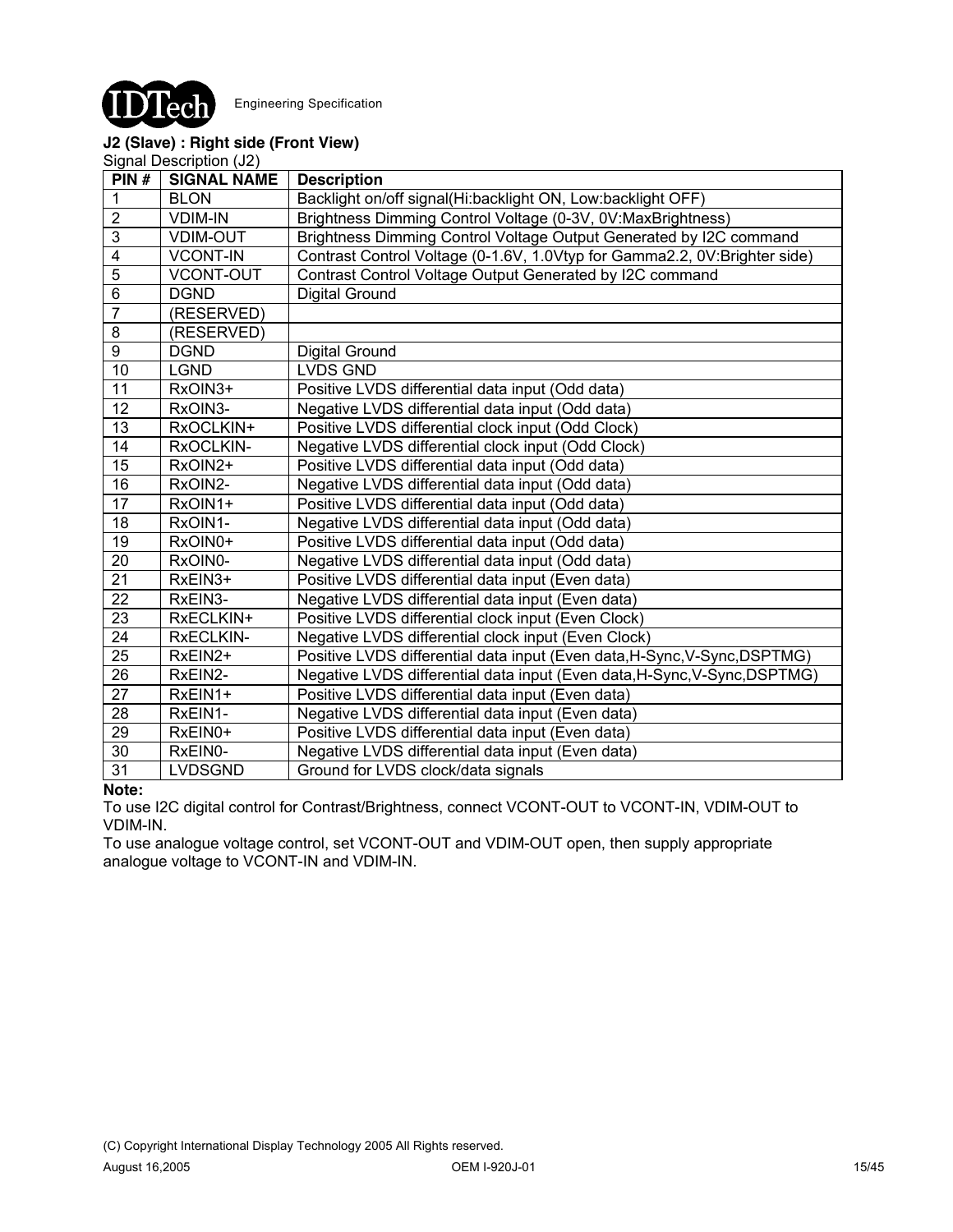**J2 (Slave) : Right side (Front View)**

Signal Description (J2)

| PIN # | SIGNAL NAME | Description |
|---|---|---|
| 1 | BLON | Backlight on/off signal(Hi:backlight ON, Low:backlight OFF) |
| 2 | VDIM-IN | Brightness Dimming Control Voltage (0-3V, 0V:MaxBrightness) |
| 3 | VDIM-OUT | Brightness Dimming Control Voltage Output Generated by I2C command |
| 4 | VCONT-IN | Contrast Control Voltage (0-1.6V, 1.0Vtyp for Gamma2.2, 0V:Brighter side) |
| 5 | VCONT-OUT | Contrast Control Voltage Output Generated by I2C command |
| 6 | DGND | Digital Ground |
| 7 | (RESERVED) | |
| 8 | (RESERVED) | |
| 9 | DGND | Digital Ground |
| 10 | LGND | LVDS GND |
| 11 | RxOIN3+ | Positive LVDS differential data input (Odd data) |
| 12 | RxOIN3- | Negative LVDS differential data input (Odd data) |
| 13 | RxOCLKIN+ | Positive LVDS differential clock input (Odd Clock) |
| 14 | RxOCLKIN- | Negative LVDS differential clock input (Odd Clock) |
| 15 | RxOIN2+ | Positive LVDS differential data input (Odd data) |
| 16 | RxOIN2- | Negative LVDS differential data input (Odd data) |
| 17 | RxOIN1+ | Positive LVDS differential data input (Odd data) |
| 18 | RxOIN1- | Negative LVDS differential data input (Odd data) |
| 19 | RxOIN0+ | Positive LVDS differential data input (Odd data) |
| 20 | RxOIN0- | Negative LVDS differential data input (Odd data) |
| 21 | RxEIN3+ | Positive LVDS differential data input (Even data) |
| 22 | RxEIN3- | Negative LVDS differential data input (Even data) |
| 23 | RxECLKIN+ | Positive LVDS differential clock input (Even Clock) |
| 24 | RxECLKIN- | Negative LVDS differential clock input (Even Clock) |
| 25 | RxEIN2+ | Positive LVDS differential data input (Even data,H-Sync,V-Sync,DSPTMG) |
| 26 | RxEIN2- | Negative LVDS differential data input (Even data,H-Sync,V-Sync,DSPTMG) |
| 27 | RxEIN1+ | Positive LVDS differential data input (Even data) |
| 28 | RxEIN1- | Negative LVDS differential data input (Even data) |
| 29 | RxEIN0+ | Positive LVDS differential data input (Even data) |
| 30 | RxEIN0- | Negative LVDS differential data input (Even data) |
| 31 | LVDSGND | Ground for LVDS clock/data signals |

**Note:**

To use I2C digital control for Contrast/Brightness, connect VCONT-OUT to VCONT-IN, VDIM-OUT to VDIM-IN.

To use analogue voltage control, set VCONT-OUT and VDIM-OUT open, then supply appropriate analogue voltage to VCONT-IN and VDIM-IN.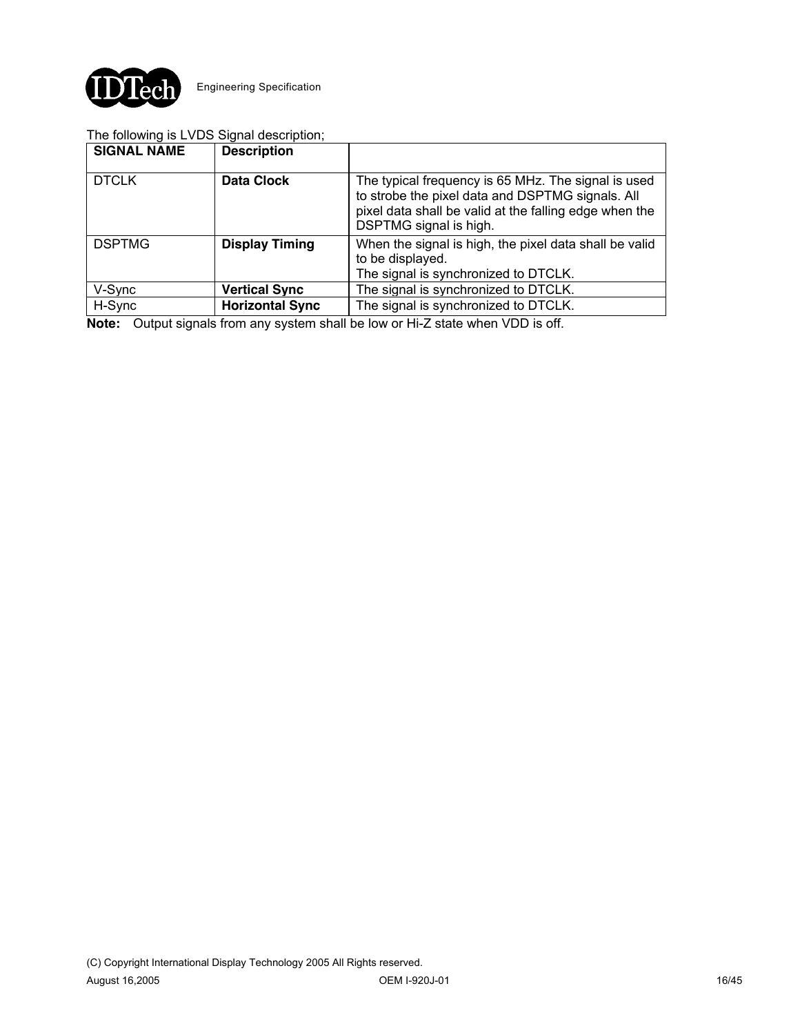The following is LVDS Signal description;

| SIGNAL NAME | Description | |
|---|---|---|
| DTCLK | **Data Clock** | The typical frequency is 65 MHz. The signal is used to strobe the pixel data and DSPTMG signals. All pixel data shall be valid at the falling edge when the DSPTMG signal is high. |
| DSPTMG | **Display Timing** | When the signal is high, the pixel data shall be valid to be displayed.<br>The signal is synchronized to DTCLK. |
| V-Sync | **Vertical Sync** | The signal is synchronized to DTCLK. |
| H-Sync | **Horizontal Sync** | The signal is synchronized to DTCLK. |

**Note:** Output signals from any system shall be low or Hi-Z state when VDD is off.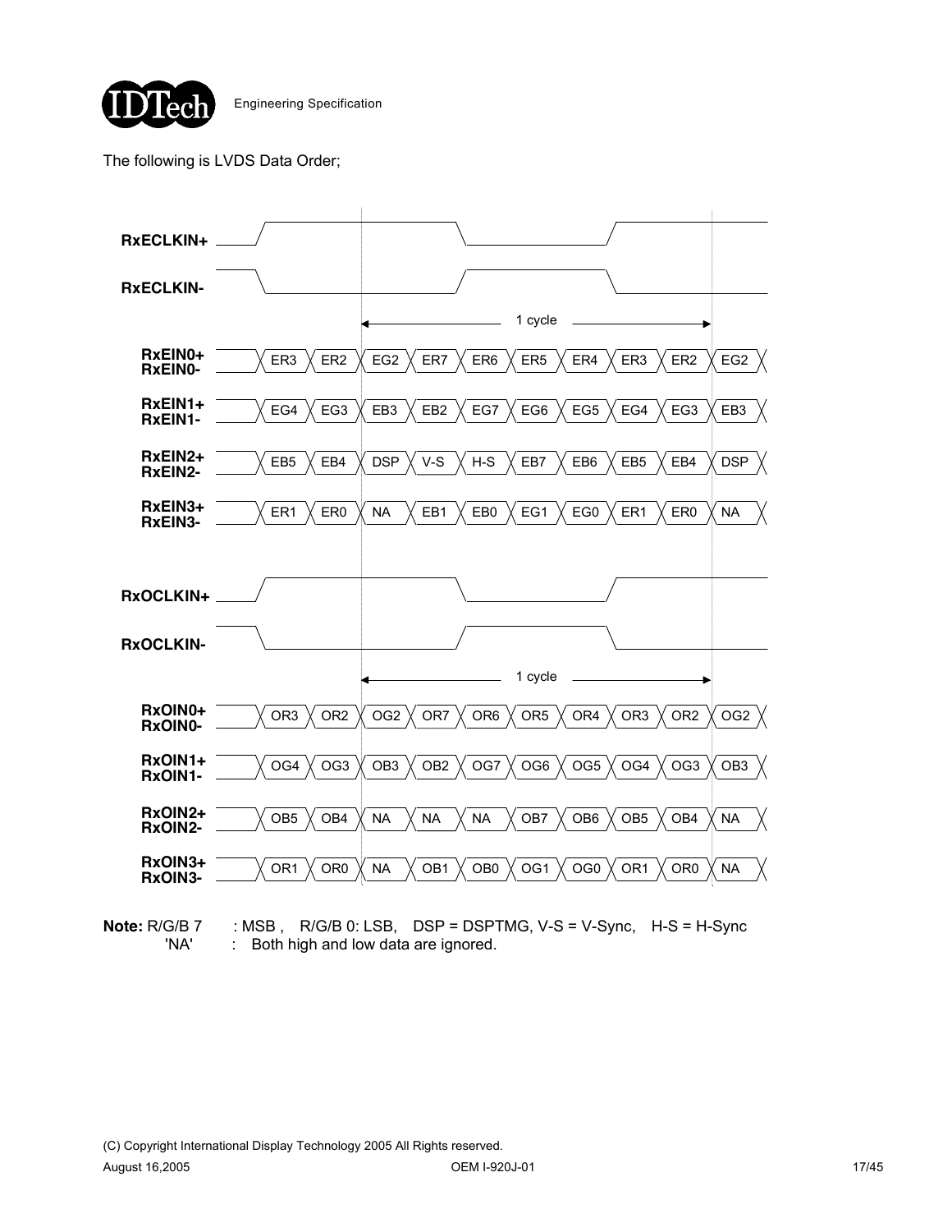The following is LVDS Data Order;

RxECLKIN+

RxECLKIN-

1 cycle

| Signal | | | | | | | | | | |
|---|---|---|---|---|---|---|---|---|---|---|
| RxEIN0+ RxEIN0- | ER3 | ER2 | EG2 | ER7 | ER6 | ER5 | ER4 | ER3 | ER2 | EG2 |
| RxEIN1+ RxEIN1- | EG4 | EG3 | EB3 | EB2 | EG7 | EG6 | EG5 | EG4 | EG3 | EB3 |
| RxEIN2+ RxEIN2- | EB5 | EB4 | DSP | V-S | H-S | EB7 | EB6 | EB5 | EB4 | DSP |
| RxEIN3+ RxEIN3- | ER1 | ER0 | NA | EB1 | EB0 | EG1 | EG0 | ER1 | ER0 | NA |

RxOCLKIN+

RxOCLKIN-

1 cycle

| Signal | | | | | | | | | | |
|---|---|---|---|---|---|---|---|---|---|---|
| RxOIN0+ RxOIN0- | OR3 | OR2 | OG2 | OR7 | OR6 | OR5 | OR4 | OR3 | OR2 | OG2 |
| RxOIN1+ RxOIN1- | OG4 | OG3 | OB3 | OB2 | OG7 | OG6 | OG5 | OG4 | OG3 | OB3 |
| RxOIN2+ RxOIN2- | OB5 | OB4 | NA | NA | NA | OB7 | OB6 | OB5 | OB4 | NA |
| RxOIN3+ RxOIN3- | OR1 | OR0 | NA | OB1 | OB0 | OG1 | OG0 | OR1 | OR0 | NA |

**Note:** R/G/B 7 : MSB , R/G/B 0: LSB, DSP = DSPTMG, V-S = V-Sync, H-S = H-Sync
'NA' : Both high and low data are ignored.

(C) Copyright International Display Technology 2005 All Rights reserved.
August 16,2005 OEM I-920J-01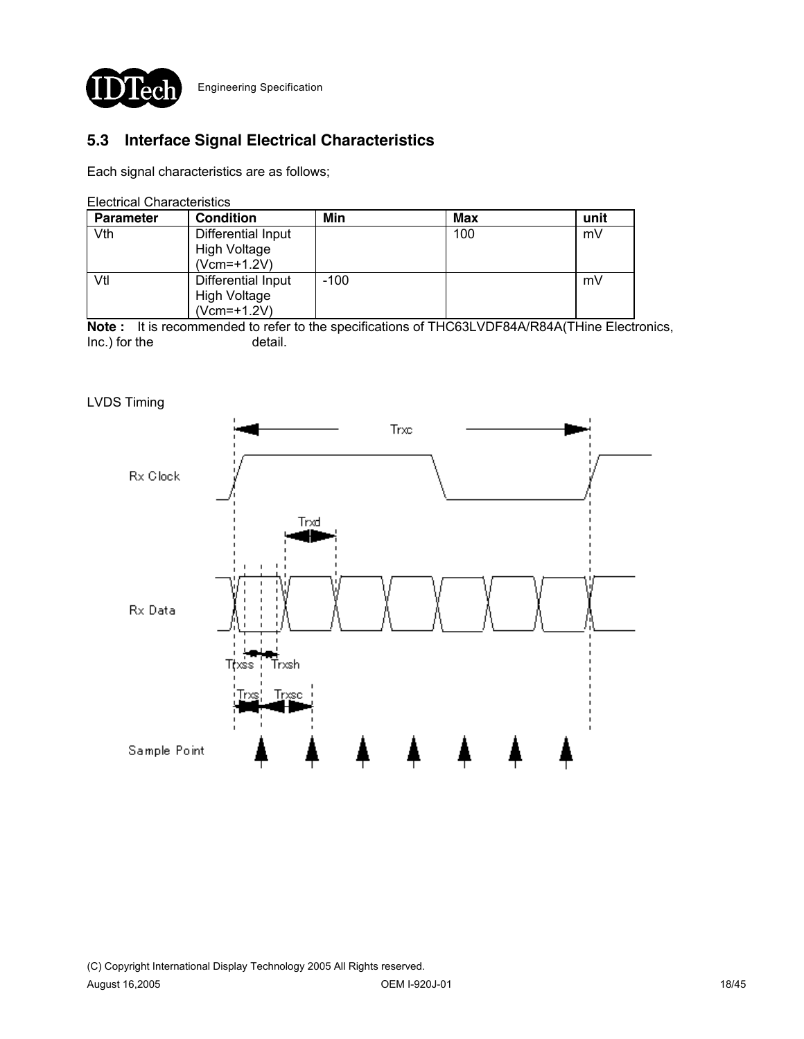## 5.3 Interface Signal Electrical Characteristics

Each signal characteristics are as follows;

Electrical Characteristics

| Parameter | Condition | Min | Max | unit |
| --- | --- | --- | --- | --- |
| Vth | Differential Input High Voltage (Vcm=+1.2V) | | 100 | mV |
| Vtl | Differential Input High Voltage (Vcm=+1.2V) | -100 | | mV |

**Note :** It is recommended to refer to the specifications of THC63LVDF84A/R84A(THine Electronics, Inc.) for the detail.

LVDS Timing

Trxc

Rx Clock

Trxd

Rx Data

Trxss Trxsh

Trxs Trxsc

Sample Point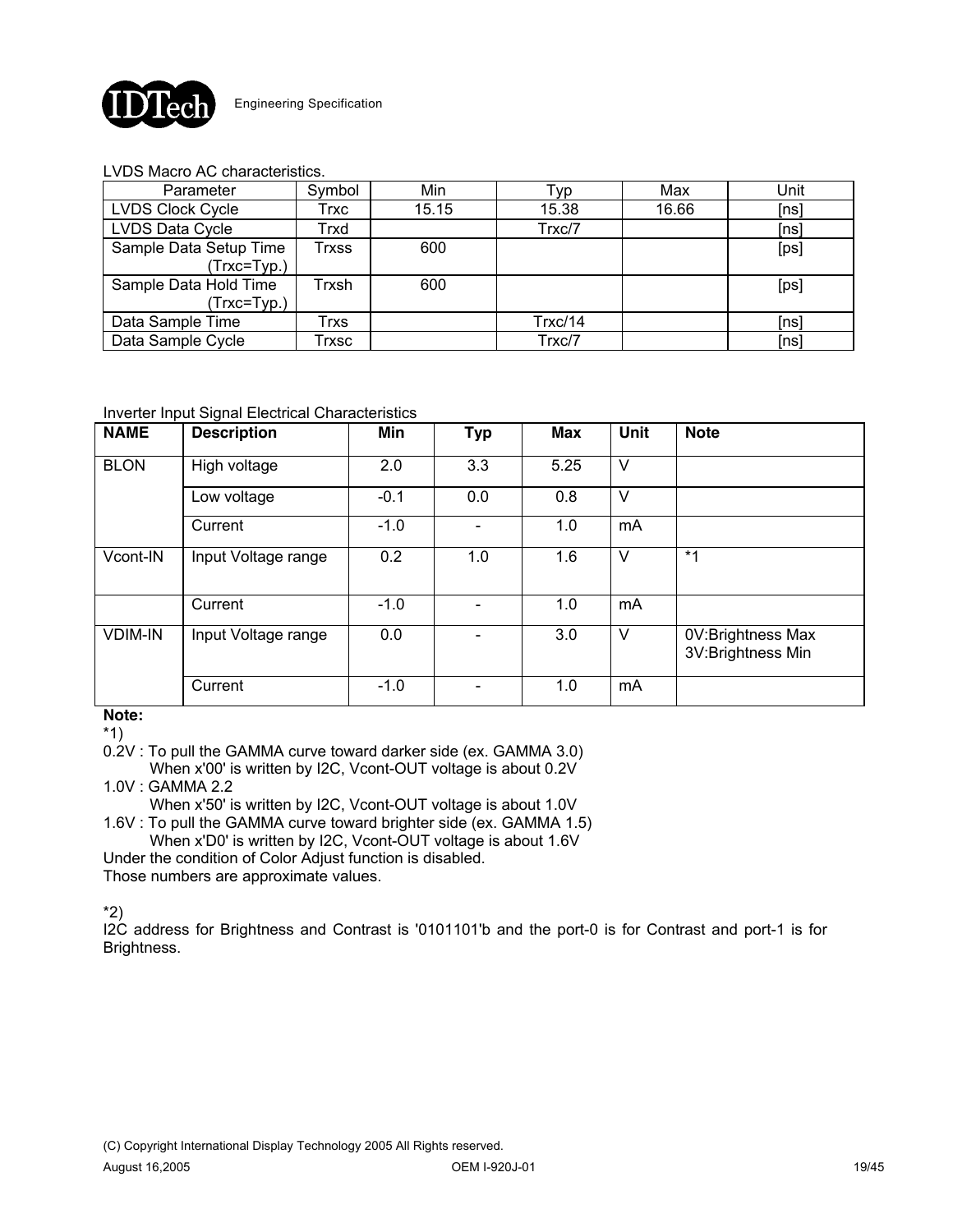LVDS Macro AC characteristics.

| Parameter | Symbol | Min | Typ | Max | Unit |
|---|---|---|---|---|---|
| LVDS Clock Cycle | Trxc | 15.15 | 15.38 | 16.66 | [ns] |
| LVDS Data Cycle | Trxd | | Trxc/7 | | [ns] |
| Sample Data Setup Time (Trxc=Typ.) | Trxss | 600 | | | [ps] |
| Sample Data Hold Time (Trxc=Typ.) | Trxsh | 600 | | | [ps] |
| Data Sample Time | Trxs | | Trxc/14 | | [ns] |
| Data Sample Cycle | Trxsc | | Trxc/7 | | [ns] |

Inverter Input Signal Electrical Characteristics

| NAME | Description | Min | Typ | Max | Unit | Note |
|---|---|---|---|---|---|---|
| BLON | High voltage | 2.0 | 3.3 | 5.25 | V | |
| | Low voltage | -0.1 | 0.0 | 0.8 | V | |
| | Current | -1.0 | - | 1.0 | mA | |
| Vcont-IN | Input Voltage range | 0.2 | 1.0 | 1.6 | V | *1 |
| | Current | -1.0 | - | 1.0 | mA | |
| VDIM-IN | Input Voltage range | 0.0 | - | 3.0 | V | 0V:Brightness Max 3V:Brightness Min |
| | Current | -1.0 | - | 1.0 | mA | |

**Note:**

*1)

0.2V : To pull the GAMMA curve toward darker side (ex. GAMMA 3.0)
When x'00' is written by I2C, Vcont-OUT voltage is about 0.2V

1.0V : GAMMA 2.2
When x'50' is written by I2C, Vcont-OUT voltage is about 1.0V

1.6V : To pull the GAMMA curve toward brighter side (ex. GAMMA 1.5)
When x'D0' is written by I2C, Vcont-OUT voltage is about 1.6V

Under the condition of Color Adjust function is disabled.
Those numbers are approximate values.

*2)

I2C address for Brightness and Contrast is '0101101'b and the port-0 is for Contrast and port-1 is for Brightness.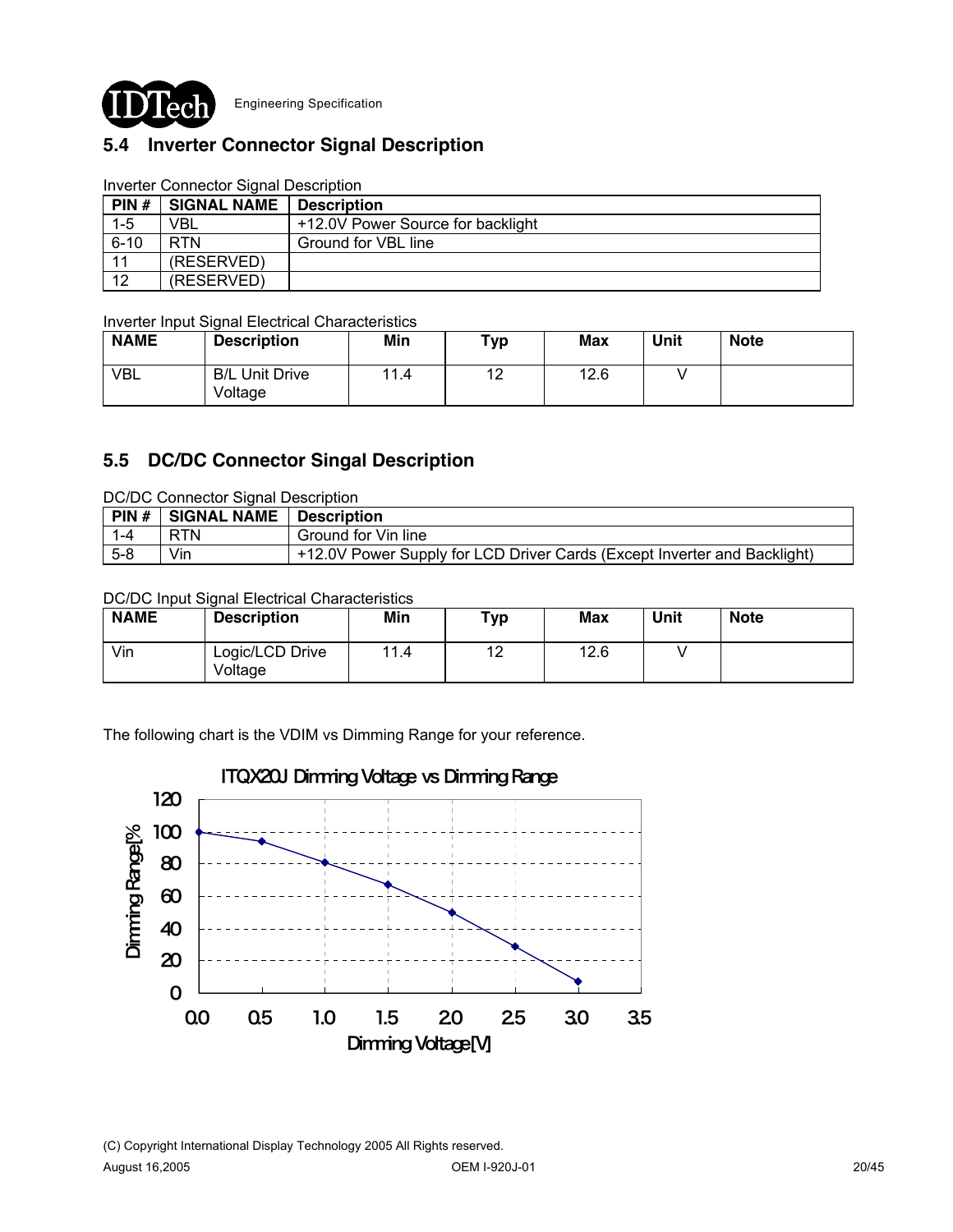## 5.4 Inverter Connector Signal Description

Inverter Connector Signal Description

| PIN # | SIGNAL NAME | Description |
|---|---|---|
| 1-5 | VBL | +12.0V Power Source for backlight |
| 6-10 | RTN | Ground for VBL line |
| 11 | (RESERVED) | |
| 12 | (RESERVED) | |

Inverter Input Signal Electrical Characteristics

| NAME | Description | Min | Typ | Max | Unit | Note |
|---|---|---|---|---|---|---|
| VBL | B/L Unit Drive Voltage | 11.4 | 12 | 12.6 | V | |

## 5.5 DC/DC Connector Singal Description

DC/DC Connector Signal Description

| PIN # | SIGNAL NAME | Description |
|---|---|---|
| 1-4 | RTN | Ground for Vin line |
| 5-8 | Vin | +12.0V Power Supply for LCD Driver Cards (Except Inverter and Backlight) |

DC/DC Input Signal Electrical Characteristics

| NAME | Description | Min | Typ | Max | Unit | Note |
|---|---|---|---|---|---|---|
| Vin | Logic/LCD Drive Voltage | 11.4 | 12 | 12.6 | V | |

The following chart is the VDIM vs Dimming Range for your reference.

ITQX20J Dimming Voltage vs Dimming Range

(Chart: Dimming Range[%] (0–120) vs Dimming Voltage[V] (0.0–3.5))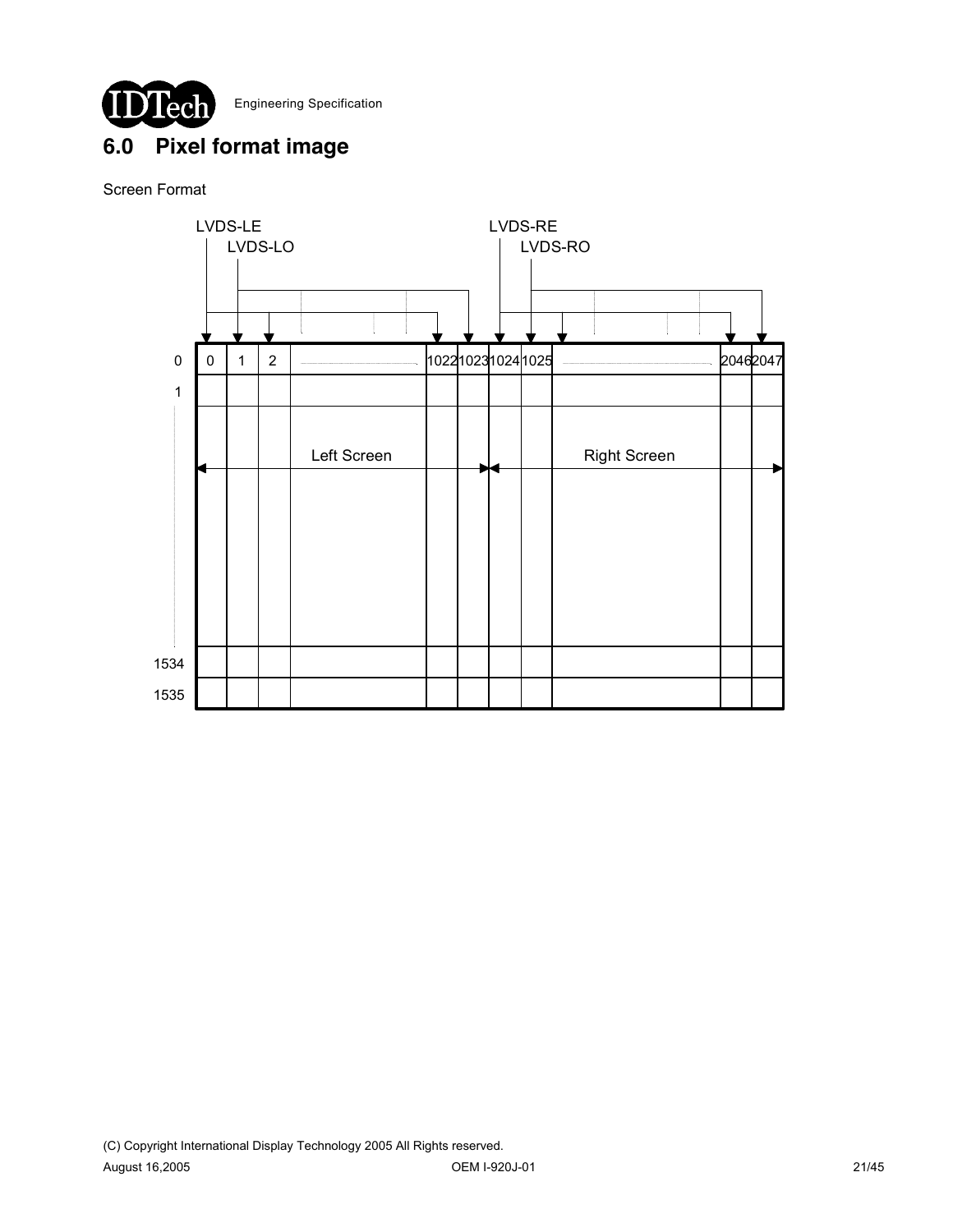## 6.0 Pixel format image

Screen Format

| | LVDS-LE | LVDS-LO | LVDS-LE | | LVDS-LE | LVDS-LO | LVDS-RE | LVDS-RO | LVDS-RE | | LVDS-RE | LVDS-RO |
|---|---|---|---|---|---|---|---|---|---|---|---|---|
| 0 | 0 | 1 | 2 | ...... | 1022 | 1023 | 1024 | 1025 | ...... | | 2046 | 2047 |
| 1 | | | | | | | | | | | | |
| ⋮ | Left Screen | | | | | | Right Screen | | | | | |
| 1534 | | | | | | | | | | | | |
| 1535 | | | | | | | | | | | | |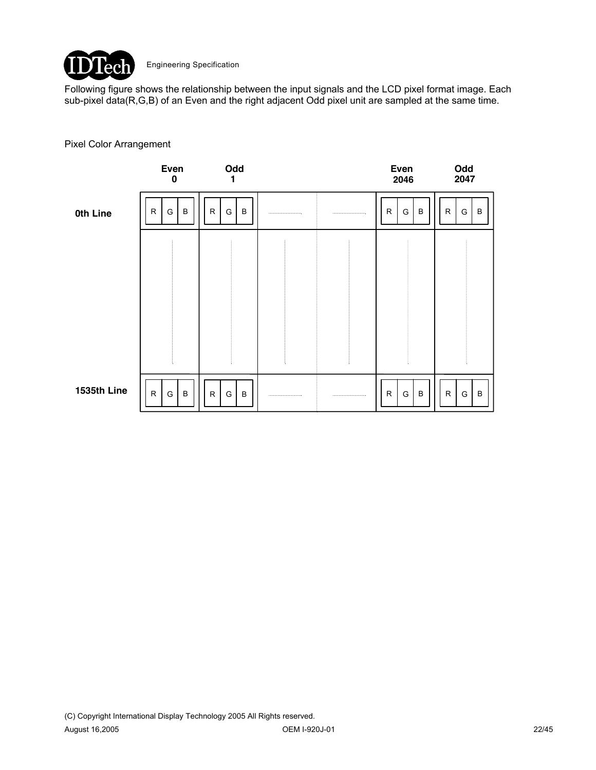Following figure shows the relationship between the input signals and the LCD pixel format image. Each sub-pixel data(R,G,B) of an Even and the right adjacent Odd pixel unit are sampled at the same time.

Pixel Color Arrangement

| | Even 0 | Odd 1 | | | Even 2046 | Odd 2047 |
|---|---|---|---|---|---|---|
| **0th Line** | R G B | R G B | ...... | ...... | R G B | R G B |
| | ⋮ | ⋮ | ⋮ | ⋮ | ⋮ | ⋮ |
| **1535th Line** | R G B | R G B | ...... | ...... | R G B | R G B |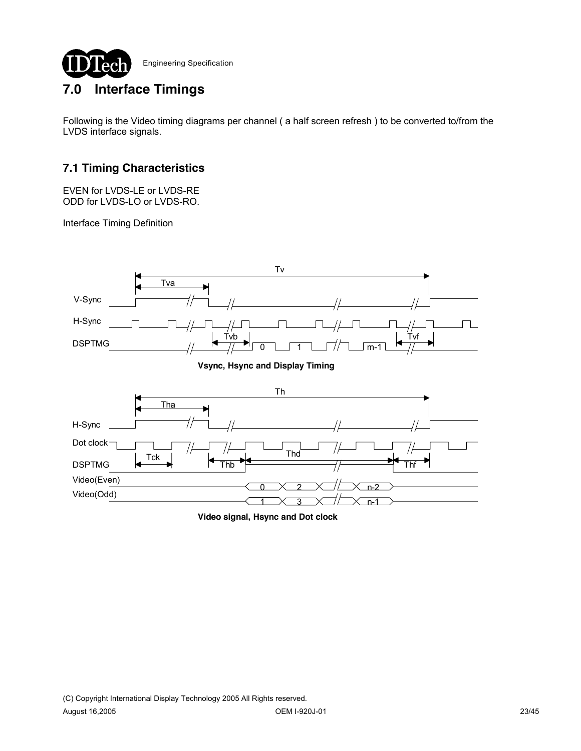# 7.0 Interface Timings

Following is the Video timing diagrams per channel ( a half screen refresh ) to be converted to/from the LVDS interface signals.

## 7.1 Timing Characteristics

EVEN for LVDS-LE or LVDS-RE
ODD for LVDS-LO or LVDS-RO.

Interface Timing Definition

**Vsync, Hsync and Display Timing**

**Video signal, Hsync and Dot clock**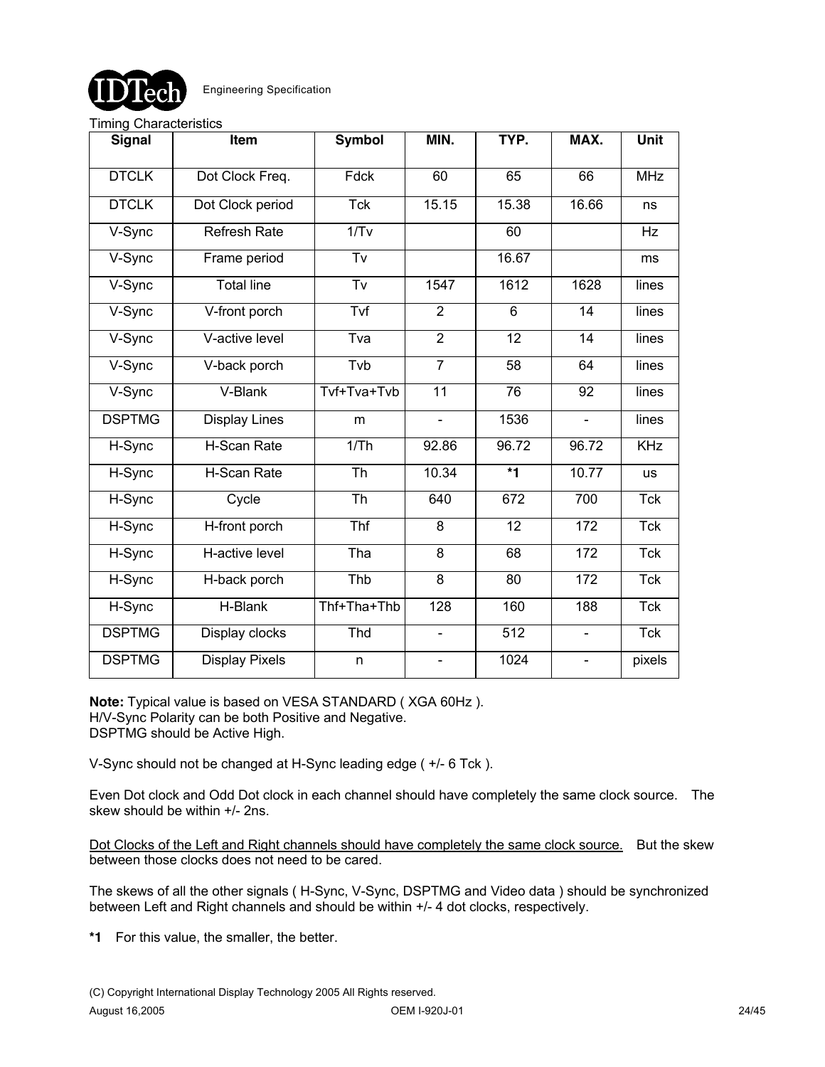Timing Characteristics

| Signal | Item | Symbol | MIN. | TYP. | MAX. | Unit |
|---|---|---|---|---|---|---|
| DTCLK | Dot Clock Freq. | Fdck | 60 | 65 | 66 | MHz |
| DTCLK | Dot Clock period | Tck | 15.15 | 15.38 | 16.66 | ns |
| V-Sync | Refresh Rate | 1/Tv | | 60 | | Hz |
| V-Sync | Frame period | Tv | | 16.67 | | ms |
| V-Sync | Total line | Tv | 1547 | 1612 | 1628 | lines |
| V-Sync | V-front porch | Tvf | 2 | 6 | 14 | lines |
| V-Sync | V-active level | Tva | 2 | 12 | 14 | lines |
| V-Sync | V-back porch | Tvb | 7 | 58 | 64 | lines |
| V-Sync | V-Blank | Tvf+Tva+Tvb | 11 | 76 | 92 | lines |
| DSPTMG | Display Lines | m | - | 1536 | - | lines |
| H-Sync | H-Scan Rate | 1/Th | 92.86 | 96.72 | 96.72 | KHz |
| H-Sync | H-Scan Rate | Th | 10.34 | **\*1** | 10.77 | us |
| H-Sync | Cycle | Th | 640 | 672 | 700 | Tck |
| H-Sync | H-front porch | Thf | 8 | 12 | 172 | Tck |
| H-Sync | H-active level | Tha | 8 | 68 | 172 | Tck |
| H-Sync | H-back porch | Thb | 8 | 80 | 172 | Tck |
| H-Sync | H-Blank | Thf+Tha+Thb | 128 | 160 | 188 | Tck |
| DSPTMG | Display clocks | Thd | - | 512 | - | Tck |
| DSPTMG | Display Pixels | n | - | 1024 | - | pixels |

**Note:** Typical value is based on VESA STANDARD ( XGA 60Hz ).
H/V-Sync Polarity can be both Positive and Negative.
DSPTMG should be Active High.

V-Sync should not be changed at H-Sync leading edge ( +/- 6 Tck ).

Even Dot clock and Odd Dot clock in each channel should have completely the same clock source. The skew should be within +/- 2ns.

<u>Dot Clocks of the Left and Right channels should have completely the same clock source.</u> But the skew between those clocks does not need to be cared.

The skews of all the other signals ( H-Sync, V-Sync, DSPTMG and Video data ) should be synchronized between Left and Right channels and should be within +/- 4 dot clocks, respectively.

**\*1** For this value, the smaller, the better.

(C) Copyright International Display Technology 2005 All Rights reserved.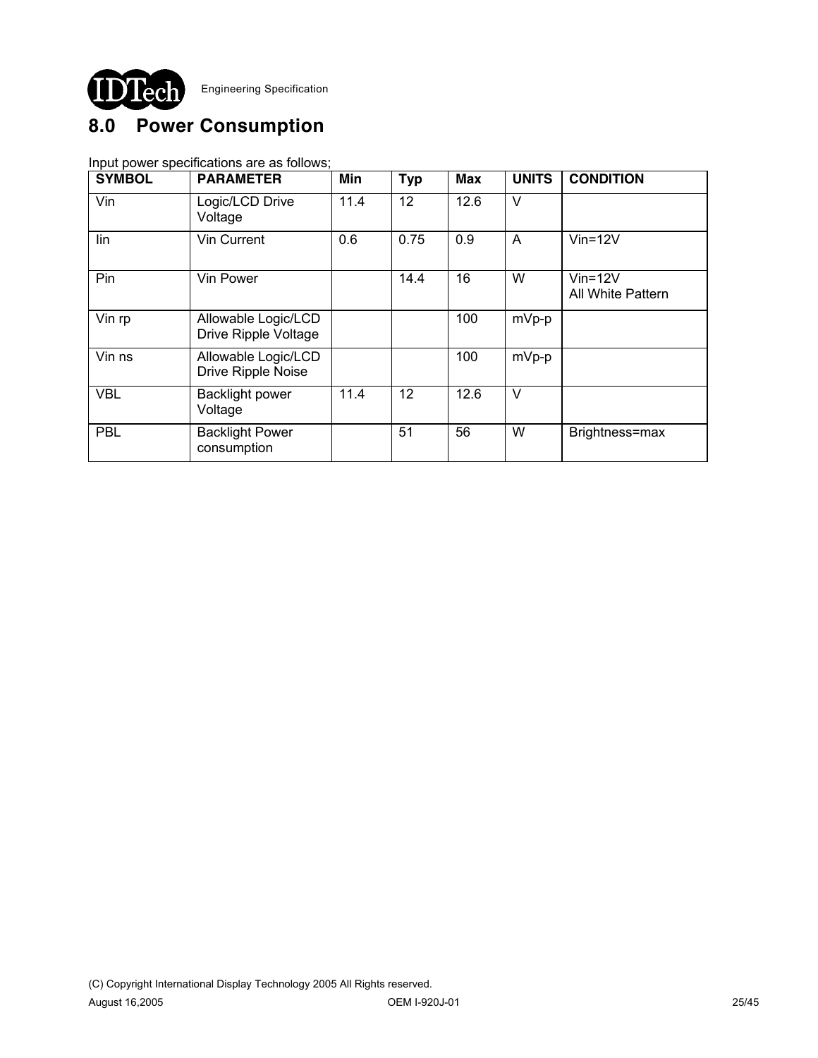## 8.0 Power Consumption

Input power specifications are as follows;

| SYMBOL | PARAMETER | Min | Typ | Max | UNITS | CONDITION |
|---|---|---|---|---|---|---|
| Vin | Logic/LCD Drive Voltage | 11.4 | 12 | 12.6 | V | |
| Iin | Vin Current | 0.6 | 0.75 | 0.9 | A | Vin=12V |
| Pin | Vin Power | | 14.4 | 16 | W | Vin=12V All White Pattern |
| Vin rp | Allowable Logic/LCD Drive Ripple Voltage | | | 100 | mVp-p | |
| Vin ns | Allowable Logic/LCD Drive Ripple Noise | | | 100 | mVp-p | |
| VBL | Backlight power Voltage | 11.4 | 12 | 12.6 | V | |
| PBL | Backlight Power consumption | | 51 | 56 | W | Brightness=max |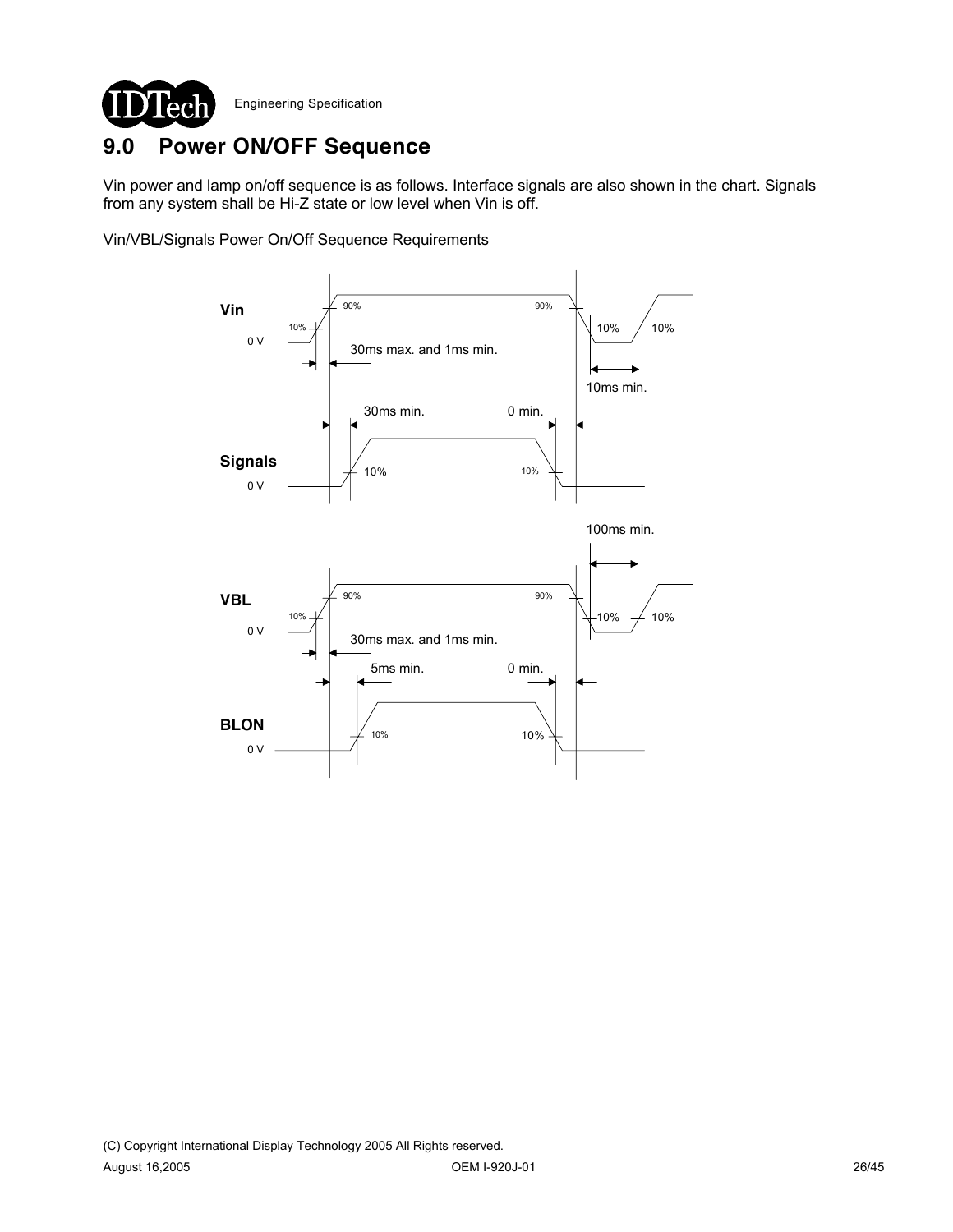# 9.0 Power ON/OFF Sequence

Vin power and lamp on/off sequence is as follows. Interface signals are also shown in the chart. Signals from any system shall be Hi-Z state or low level when Vin is off.

Vin/VBL/Signals Power On/Off Sequence Requirements

Vin

0 V

10%

90%

30ms max. and 1ms min.

90%

10%

10%

10ms min.

30ms min.

0 min.

Signals

0 V

10%

10%

100ms min.

VBL

0 V

10%

90%

30ms max. and 1ms min.

90%

10%

10%

5ms min.

0 min.

BLON

0 V

10%

10%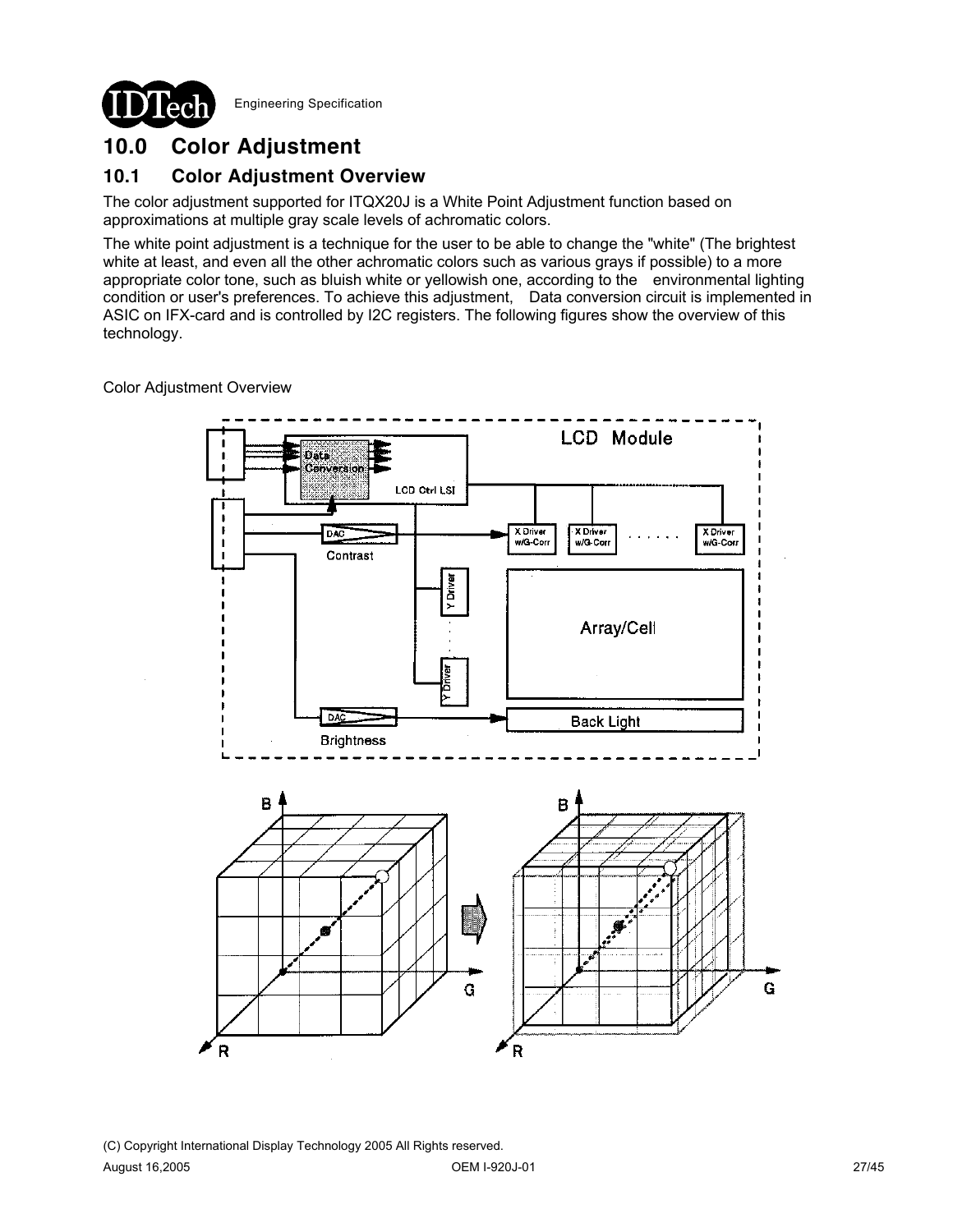# 10.0 Color Adjustment

## 10.1 Color Adjustment Overview

The color adjustment supported for ITQX20J is a White Point Adjustment function based on approximations at multiple gray scale levels of achromatic colors.

The white point adjustment is a technique for the user to be able to change the "white" (The brightest white at least, and even all the other achromatic colors such as various grays if possible) to a more appropriate color tone, such as bluish white or yellowish one, according to the environmental lighting condition or user's preferences. To achieve this adjustment, Data conversion circuit is implemented in ASIC on IFX-card and is controlled by I2C registers. The following figures show the overview of this technology.

Color Adjustment Overview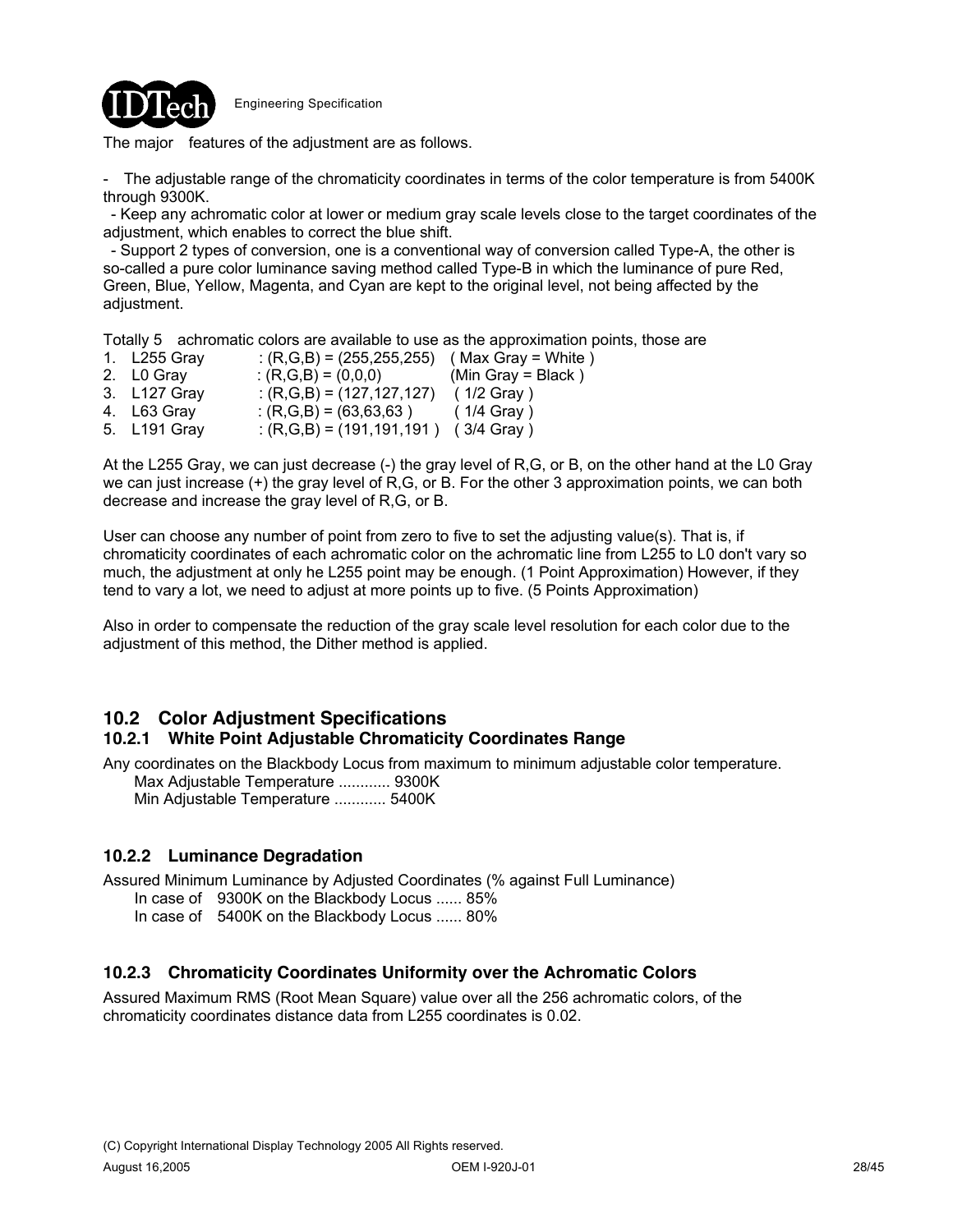The major features of the adjustment are as follows.

- The adjustable range of the chromaticity coordinates in terms of the color temperature is from 5400K through 9300K.
- Keep any achromatic color at lower or medium gray scale levels close to the target coordinates of the adjustment, which enables to correct the blue shift.
- Support 2 types of conversion, one is a conventional way of conversion called Type-A, the other is so-called a pure color luminance saving method called Type-B in which the luminance of pure Red, Green, Blue, Yellow, Magenta, and Cyan are kept to the original level, not being affected by the adjustment.

Totally 5 achromatic colors are available to use as the approximation points, those are

1. L255 Gray : (R,G,B) = (255,255,255) ( Max Gray = White )
2. L0 Gray : (R,G,B) = (0,0,0) (Min Gray = Black )
3. L127 Gray : (R,G,B) = (127,127,127) ( 1/2 Gray )
4. L63 Gray : (R,G,B) = (63,63,63 ) ( 1/4 Gray )
5. L191 Gray : (R,G,B) = (191,191,191 ) ( 3/4 Gray )

At the L255 Gray, we can just decrease (-) the gray level of R,G, or B, on the other hand at the L0 Gray we can just increase (+) the gray level of R,G, or B. For the other 3 approximation points, we can both decrease and increase the gray level of R,G, or B.

User can choose any number of point from zero to five to set the adjusting value(s). That is, if chromaticity coordinates of each achromatic color on the achromatic line from L255 to L0 don't vary so much, the adjustment at only he L255 point may be enough. (1 Point Approximation) However, if they tend to vary a lot, we need to adjust at more points up to five. (5 Points Approximation)

Also in order to compensate the reduction of the gray scale level resolution for each color due to the adjustment of this method, the Dither method is applied.

## 10.2 Color Adjustment Specifications

### 10.2.1 White Point Adjustable Chromaticity Coordinates Range

Any coordinates on the Blackbody Locus from maximum to minimum adjustable color temperature.

Max Adjustable Temperature ............ 9300K
Min Adjustable Temperature ............ 5400K

### 10.2.2 Luminance Degradation

Assured Minimum Luminance by Adjusted Coordinates (% against Full Luminance)

In case of 9300K on the Blackbody Locus ...... 85%
In case of 5400K on the Blackbody Locus ...... 80%

### 10.2.3 Chromaticity Coordinates Uniformity over the Achromatic Colors

Assured Maximum RMS (Root Mean Square) value over all the 256 achromatic colors, of the chromaticity coordinates distance data from L255 coordinates is 0.02.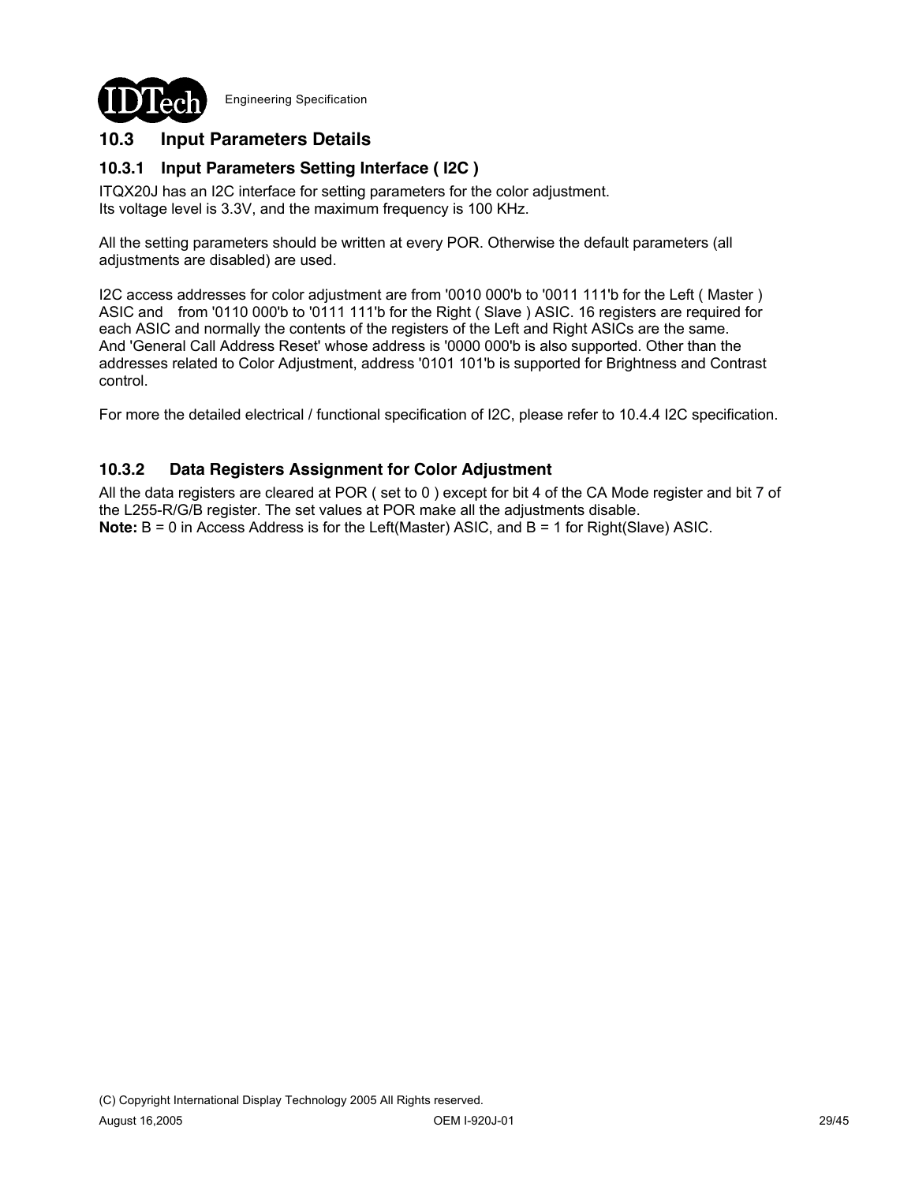## 10.3 Input Parameters Details

### 10.3.1 Input Parameters Setting Interface ( I2C )

ITQX20J has an I2C interface for setting parameters for the color adjustment.
Its voltage level is 3.3V, and the maximum frequency is 100 KHz.

All the setting parameters should be written at every POR. Otherwise the default parameters (all adjustments are disabled) are used.

I2C access addresses for color adjustment are from '0010 000'b to '0011 111'b for the Left ( Master ) ASIC and from '0110 000'b to '0111 111'b for the Right ( Slave ) ASIC. 16 registers are required for each ASIC and normally the contents of the registers of the Left and Right ASICs are the same.
And 'General Call Address Reset' whose address is '0000 000'b is also supported. Other than the addresses related to Color Adjustment, address '0101 101'b is supported for Brightness and Contrast control.

For more the detailed electrical / functional specification of I2C, please refer to 10.4.4 I2C specification.

### 10.3.2 Data Registers Assignment for Color Adjustment

All the data registers are cleared at POR ( set to 0 ) except for bit 4 of the CA Mode register and bit 7 of the L255-R/G/B register. The set values at POR make all the adjustments disable.
**Note:** B = 0 in Access Address is for the Left(Master) ASIC, and B = 1 for Right(Slave) ASIC.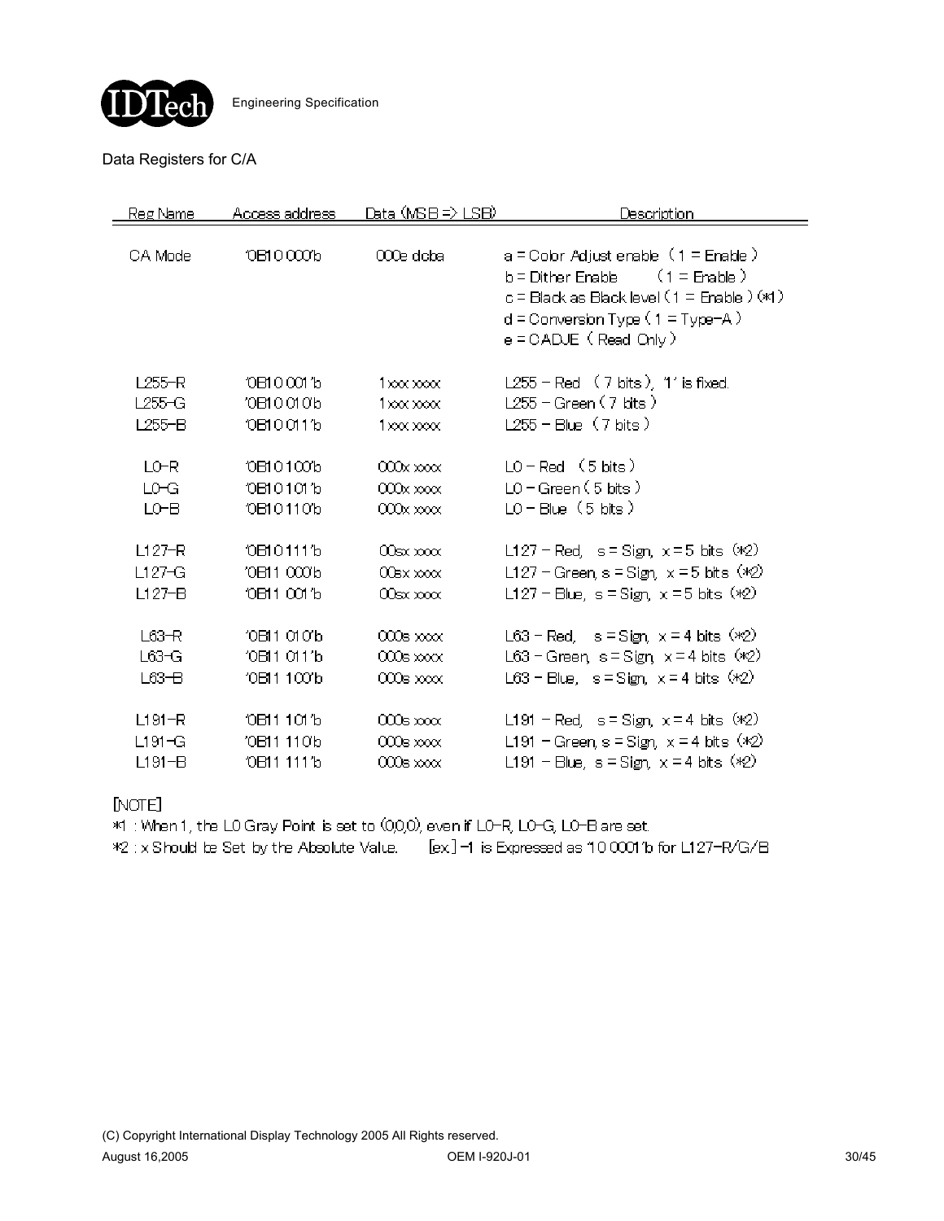Data Registers for C/A

| Reg Name | Access address | Data (MSB => LSB) | Description |
|---|---|---|---|
| CA Mode | '0B10 000'b | 000e dcba | a = Color Adjust enable (1 = Enable)<br>b = Dither Enable (1 = Enable)<br>c = Black as Black level (1 = Enable) (*1)<br>d = Conversion Type (1 = Type-A)<br>e = CADJE (Read Only) |
| L255-R | '0B10 001'b | 1xxx xxxx | L255 – Red (7 bits), '1' is fixed. |
| L255-G | '0B10 010'b | 1xxx xxxx | L255 – Green (7 bits) |
| L255-B | '0B10 011'b | 1xxx xxxx | L255 – Blue (7 bits) |
| L0-R | '0B10 100'b | 000x xxxx | L0 – Red (5 bits) |
| L0-G | '0B10 101'b | 000x xxxx | L0 – Green (5 bits) |
| L0-B | '0B10 110'b | 000x xxxx | L0 – Blue (5 bits) |
| L127-R | '0B10 111'b | 00sx xxxx | L127 – Red, s = Sign, x = 5 bits (*2) |
| L127-G | '0B11 000'b | 00sx xxxx | L127 – Green, s = Sign, x = 5 bits (*2) |
| L127-B | '0B11 001'b | 00sx xxxx | L127 – Blue, s = Sign, x = 5 bits (*2) |
| L63-R | '0B11 010'b | 000s xxxx | L63 – Red, s = Sign, x = 4 bits (*2) |
| L63-G | '0B11 011'b | 000s xxxx | L63 – Green, s = Sign, x = 4 bits (*2) |
| L63-B | '0B11 100'b | 000s xxxx | L63 – Blue, s = Sign, x = 4 bits (*2) |
| L191-R | '0B11 101'b | 000s xxxx | L191 – Red, s = Sign, x = 4 bits (*2) |
| L191-G | '0B11 110'b | 000s xxxx | L191 – Green, s = Sign, x = 4 bits (*2) |
| L191-B | '0B11 111'b | 000s xxxx | L191 – Blue, s = Sign, x = 4 bits (*2) |

[NOTE]

*1 : When 1, the L0 Gray Point is set to (0,0,0), even if L0-R, L0-G, L0-B are set.

*2 : x Should be Set by the Absolute Value. [ex.] -1 is Expressed as '10 0001'b for L127-R/G/B

(C) Copyright International Display Technology 2005 All Rights reserved.

August 16,2005 OEM I-920J-01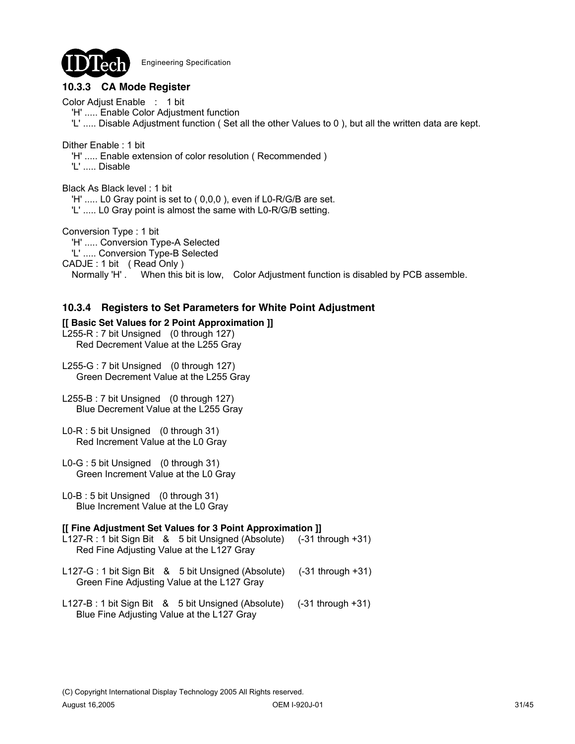### 10.3.3 CA Mode Register

Color Adjust Enable : 1 bit
'H' ..... Enable Color Adjustment function
'L' ..... Disable Adjustment function ( Set all the other Values to 0 ), but all the written data are kept.

Dither Enable : 1 bit
'H' ..... Enable extension of color resolution ( Recommended )
'L' ..... Disable

Black As Black level : 1 bit
'H' ..... L0 Gray point is set to ( 0,0,0 ), even if L0-R/G/B are set.
'L' ..... L0 Gray point is almost the same with L0-R/G/B setting.

Conversion Type : 1 bit
'H' ..... Conversion Type-A Selected
'L' ..... Conversion Type-B Selected
CADJE : 1 bit ( Read Only )
Normally 'H' . When this bit is low, Color Adjustment function is disabled by PCB assemble.

### 10.3.4 Registers to Set Parameters for White Point Adjustment

**[[ Basic Set Values for 2 Point Approximation ]]**

L255-R : 7 bit Unsigned (0 through 127)
Red Decrement Value at the L255 Gray

L255-G : 7 bit Unsigned (0 through 127)
Green Decrement Value at the L255 Gray

L255-B : 7 bit Unsigned (0 through 127)
Blue Decrement Value at the L255 Gray

L0-R : 5 bit Unsigned (0 through 31)
Red Increment Value at the L0 Gray

L0-G : 5 bit Unsigned (0 through 31)
Green Increment Value at the L0 Gray

L0-B : 5 bit Unsigned (0 through 31)
Blue Increment Value at the L0 Gray

**[[ Fine Adjustment Set Values for 3 Point Approximation ]]**

L127-R : 1 bit Sign Bit & 5 bit Unsigned (Absolute) (-31 through +31)
Red Fine Adjusting Value at the L127 Gray

L127-G : 1 bit Sign Bit & 5 bit Unsigned (Absolute) (-31 through +31)
Green Fine Adjusting Value at the L127 Gray

L127-B : 1 bit Sign Bit & 5 bit Unsigned (Absolute) (-31 through +31)
Blue Fine Adjusting Value at the L127 Gray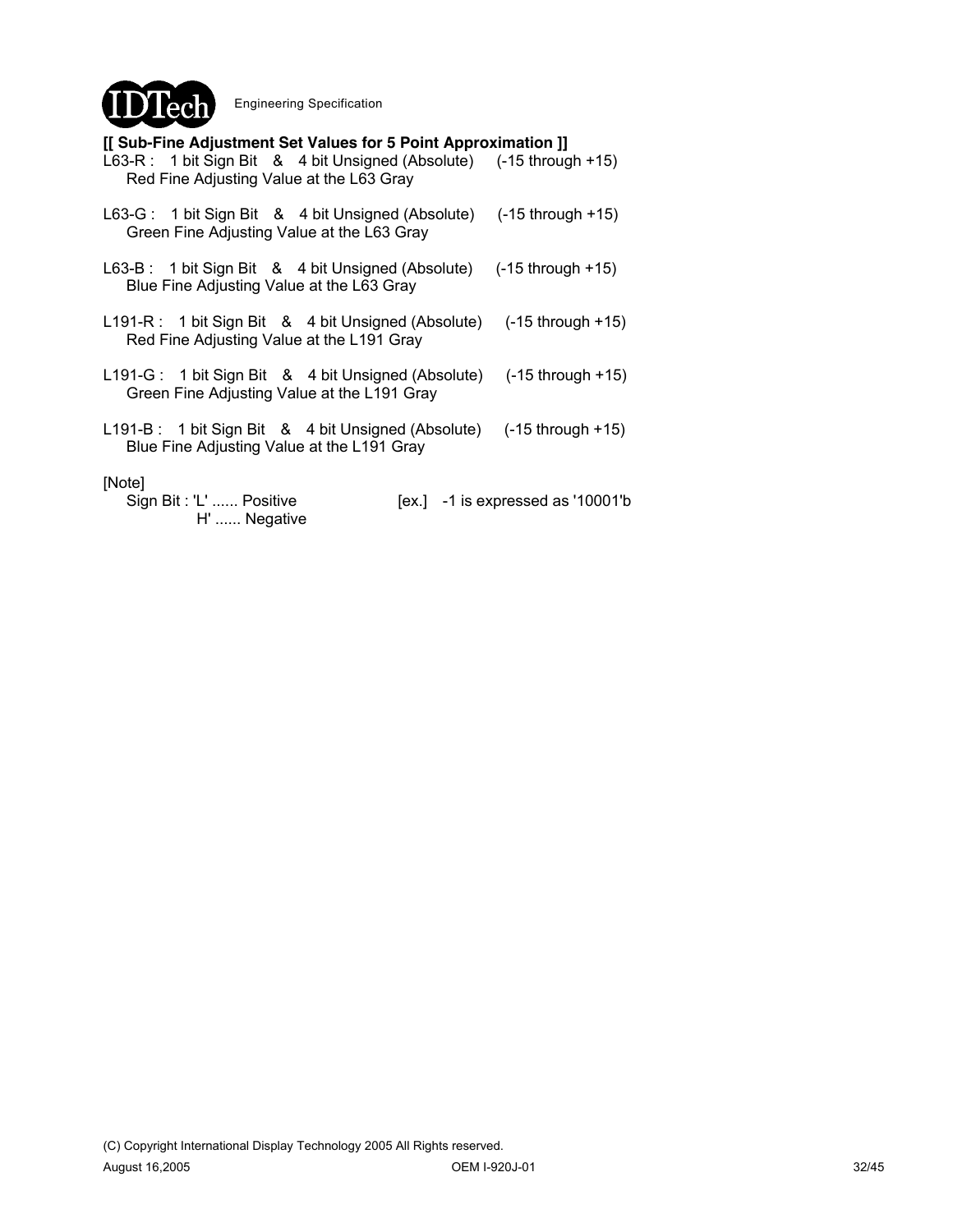**[[ Sub-Fine Adjustment Set Values for 5 Point Approximation ]]**

L63-R : 1 bit Sign Bit & 4 bit Unsigned (Absolute) (-15 through +15)
Red Fine Adjusting Value at the L63 Gray

L63-G : 1 bit Sign Bit & 4 bit Unsigned (Absolute) (-15 through +15)
Green Fine Adjusting Value at the L63 Gray

L63-B : 1 bit Sign Bit & 4 bit Unsigned (Absolute) (-15 through +15)
Blue Fine Adjusting Value at the L63 Gray

L191-R : 1 bit Sign Bit & 4 bit Unsigned (Absolute) (-15 through +15)
Red Fine Adjusting Value at the L191 Gray

L191-G : 1 bit Sign Bit & 4 bit Unsigned (Absolute) (-15 through +15)
Green Fine Adjusting Value at the L191 Gray

L191-B : 1 bit Sign Bit & 4 bit Unsigned (Absolute) (-15 through +15)
Blue Fine Adjusting Value at the L191 Gray

[Note]
Sign Bit : 'L' ...... Positive [ex.] -1 is expressed as '10001'b
H' ...... Negative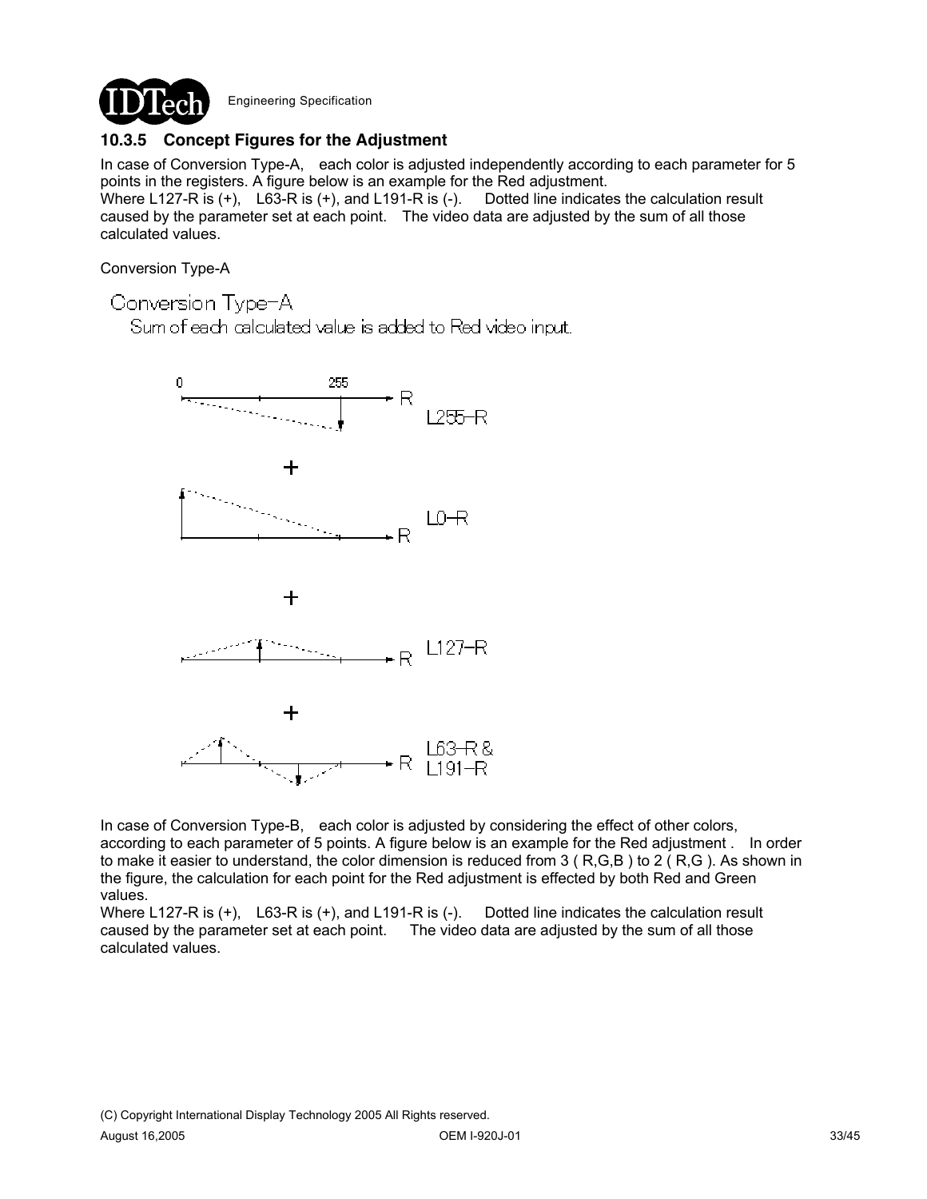### 10.3.5 Concept Figures for the Adjustment

In case of Conversion Type-A, each color is adjusted independently according to each parameter for 5 points in the registers. A figure below is an example for the Red adjustment.
Where L127-R is (+), L63-R is (+), and L191-R is (-). Dotted line indicates the calculation result caused by the parameter set at each point. The video data are adjusted by the sum of all those calculated values.

Conversion Type-A

Conversion Type-A
Sum of each calculated value is added to Red video input.

0 255 R L255-R

+

R L0-R

+

R L127-R

+

R L63-R & L191-R

In case of Conversion Type-B, each color is adjusted by considering the effect of other colors, according to each parameter of 5 points. A figure below is an example for the Red adjustment . In order to make it easier to understand, the color dimension is reduced from 3 ( R,G,B ) to 2 ( R,G ). As shown in the figure, the calculation for each point for the Red adjustment is effected by both Red and Green values.
Where L127-R is (+), L63-R is (+), and L191-R is (-). Dotted line indicates the calculation result caused by the parameter set at each point. The video data are adjusted by the sum of all those calculated values.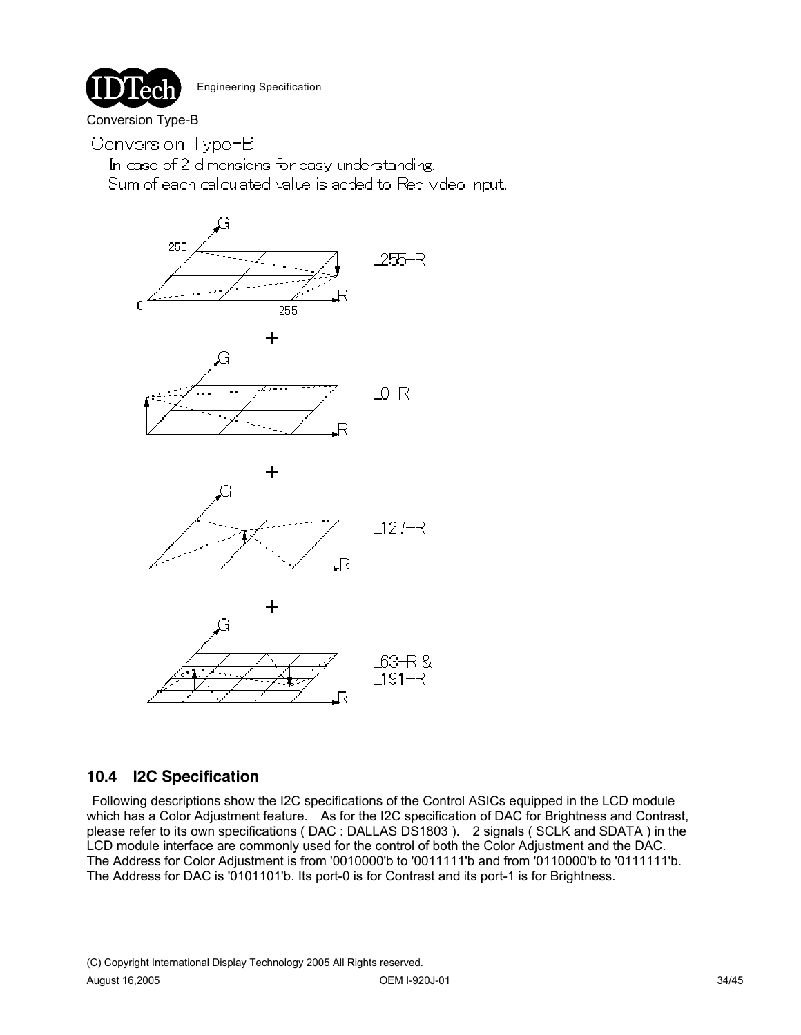Conversion Type-B

Conversion Type-B

In case of 2 dimensions for easy understanding.
Sum of each calculated value is added to Red video input.

L255-R

+

L0-R

+

L127-R

+

L63-R &
L191-R

## 10.4 I2C Specification

Following descriptions show the I2C specifications of the Control ASICs equipped in the LCD module which has a Color Adjustment feature. As for the I2C specification of DAC for Brightness and Contrast, please refer to its own specifications ( DAC : DALLAS DS1803 ). 2 signals ( SCLK and SDATA ) in the LCD module interface are commonly used for the control of both the Color Adjustment and the DAC. The Address for Color Adjustment is from '0010000'b to '0011111'b and from '0110000'b to '0111111'b. The Address for DAC is '0101101'b. Its port-0 is for Contrast and its port-1 is for Brightness.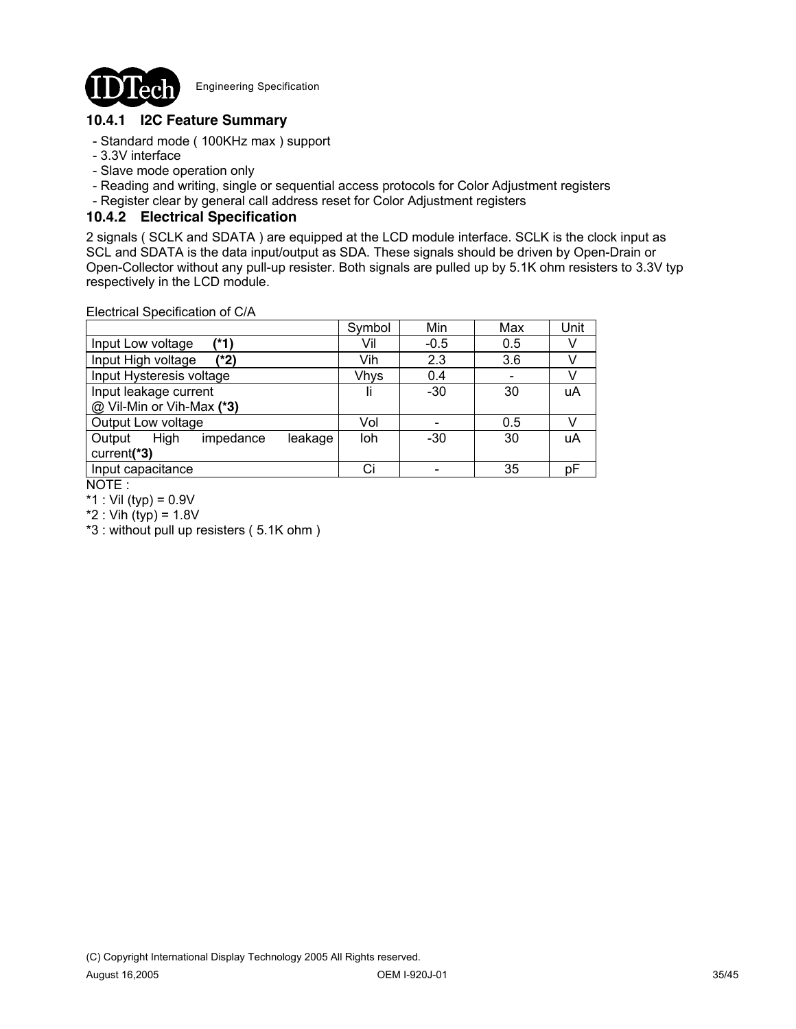### 10.4.1 I2C Feature Summary

- Standard mode ( 100KHz max ) support
- 3.3V interface
- Slave mode operation only
- Reading and writing, single or sequential access protocols for Color Adjustment registers
- Register clear by general call address reset for Color Adjustment registers

### 10.4.2 Electrical Specification

2 signals ( SCLK and SDATA ) are equipped at the LCD module interface. SCLK is the clock input as SCL and SDATA is the data input/output as SDA. These signals should be driven by Open-Drain or Open-Collector without any pull-up resister. Both signals are pulled up by 5.1K ohm resisters to 3.3V typ respectively in the LCD module.

Electrical Specification of C/A

| | Symbol | Min | Max | Unit |
|---|---|---|---|---|
| Input Low voltage **(*1)** | Vil | -0.5 | 0.5 | V |
| Input High voltage **(*2)** | Vih | 2.3 | 3.6 | V |
| Input Hysteresis voltage | Vhys | 0.4 | - | V |
| Input leakage current @ Vil-Min or Vih-Max **(*3)** | Ii | -30 | 30 | uA |
| Output Low voltage | Vol | - | 0.5 | V |
| Output High impedance leakage current**(*3)** | Ioh | -30 | 30 | uA |
| Input capacitance | Ci | - | 35 | pF |

NOTE :

*1 : Vil (typ) = 0.9V

*2 : Vih (typ) = 1.8V

*3 : without pull up resisters ( 5.1K ohm )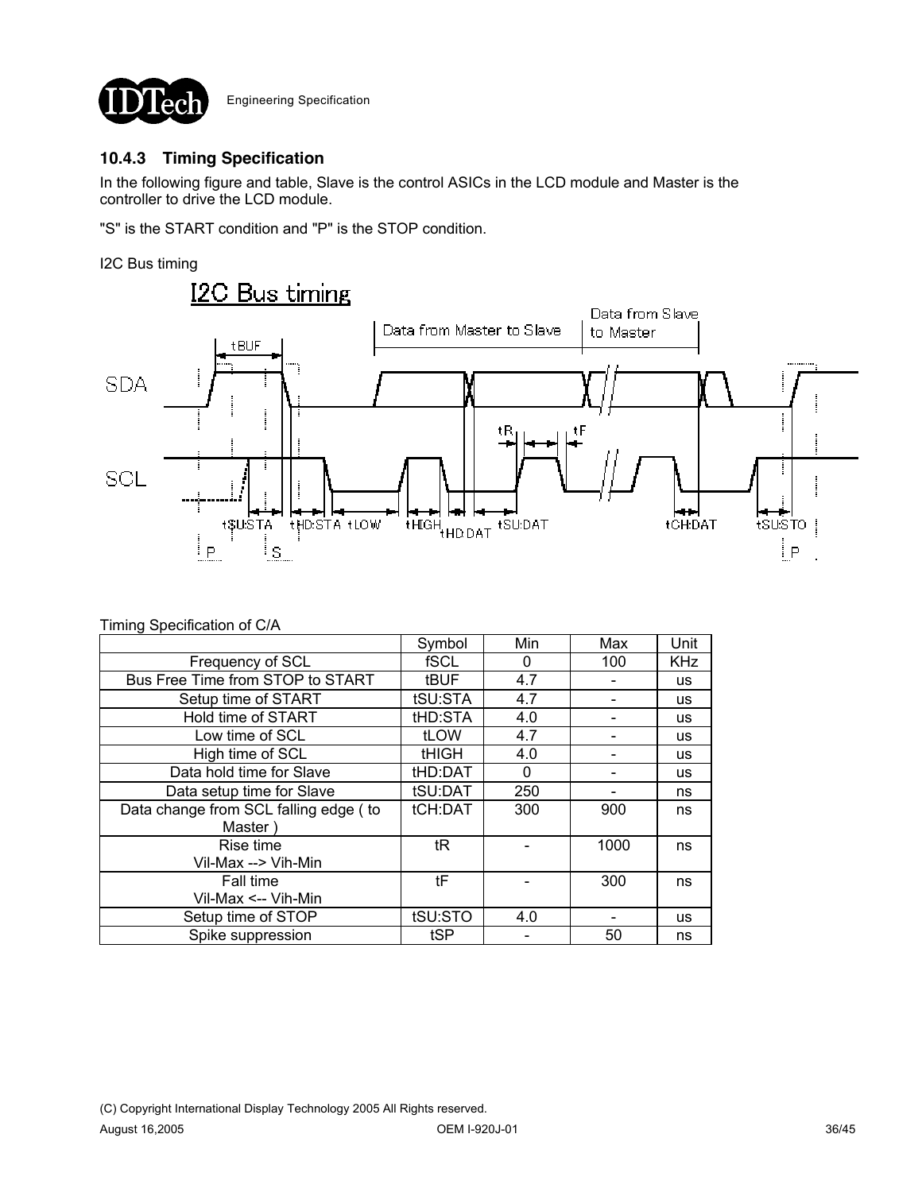### 10.4.3 Timing Specification

In the following figure and table, Slave is the control ASICs in the LCD module and Master is the controller to drive the LCD module.

"S" is the START condition and "P" is the STOP condition.

I2C Bus timing

Timing Specification of C/A

| | Symbol | Min | Max | Unit |
|---|---|---|---|---|
| Frequency of SCL | fSCL | 0 | 100 | KHz |
| Bus Free Time from STOP to START | tBUF | 4.7 | - | us |
| Setup time of START | tSU:STA | 4.7 | - | us |
| Hold time of START | tHD:STA | 4.0 | - | us |
| Low time of SCL | tLOW | 4.7 | - | us |
| High time of SCL | tHIGH | 4.0 | - | us |
| Data hold time for Slave | tHD:DAT | 0 | - | us |
| Data setup time for Slave | tSU:DAT | 250 | - | ns |
| Data change from SCL falling edge ( to Master ) | tCH:DAT | 300 | 900 | ns |
| Rise time Vil-Max --> Vih-Min | tR | - | 1000 | ns |
| Fall time Vil-Max <-- Vih-Min | tF | - | 300 | ns |
| Setup time of STOP | tSU:STO | 4.0 | - | us |
| Spike suppression | tSP | - | 50 | ns |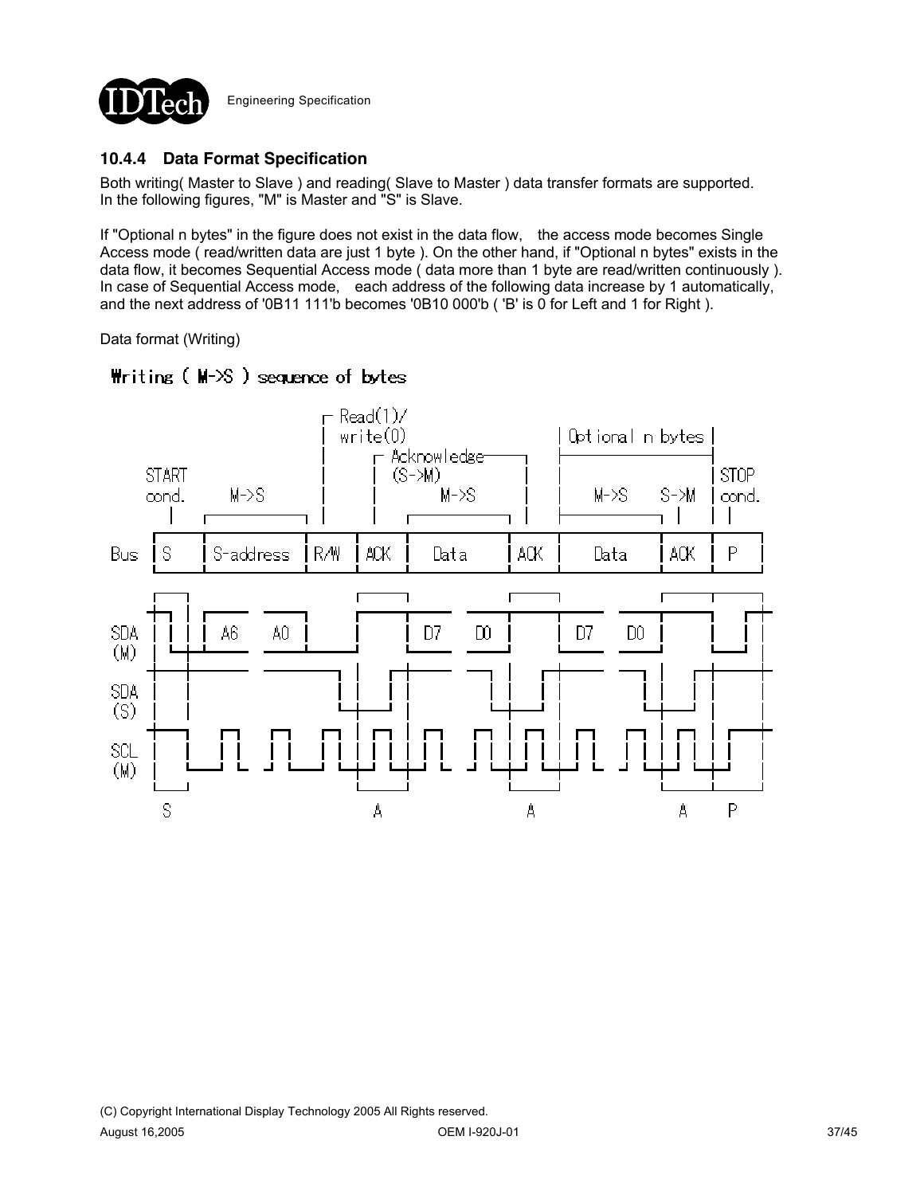### 10.4.4 Data Format Specification

Both writing( Master to Slave ) and reading( Slave to Master ) data transfer formats are supported.
In the following figures, "M" is Master and "S" is Slave.

If "Optional n bytes" in the figure does not exist in the data flow, the access mode becomes Single Access mode ( read/written data are just 1 byte ). On the other hand, if "Optional n bytes" exists in the data flow, it becomes Sequential Access mode ( data more than 1 byte are read/written continuously ). In case of Sequential Access mode, each address of the following data increase by 1 automatically, and the next address of '0B11 111'b becomes '0B10 000'b ( 'B' is 0 for Left and 1 for Right ).

Data format (Writing)

Writing ( M->S ) sequence of bytes

| | START cond. | M->S | Read(1)/ write(0) | Acknowledge (S->M) | M->S | | Optional n bytes M->S | S->M | STOP cond. |
|---|---|---|---|---|---|---|---|---|---|
| Bus | S | S-address | R/W | ACK | Data | ACK | Data | ACK | P |
| SDA (M) | | A6 A0 | | | D7 D0 | | D7 D0 | | |
| SDA (S) | | | | | | | | | |
| SCL (M) | | | | | | | | | |
| | S | | | A | | A | | A | P |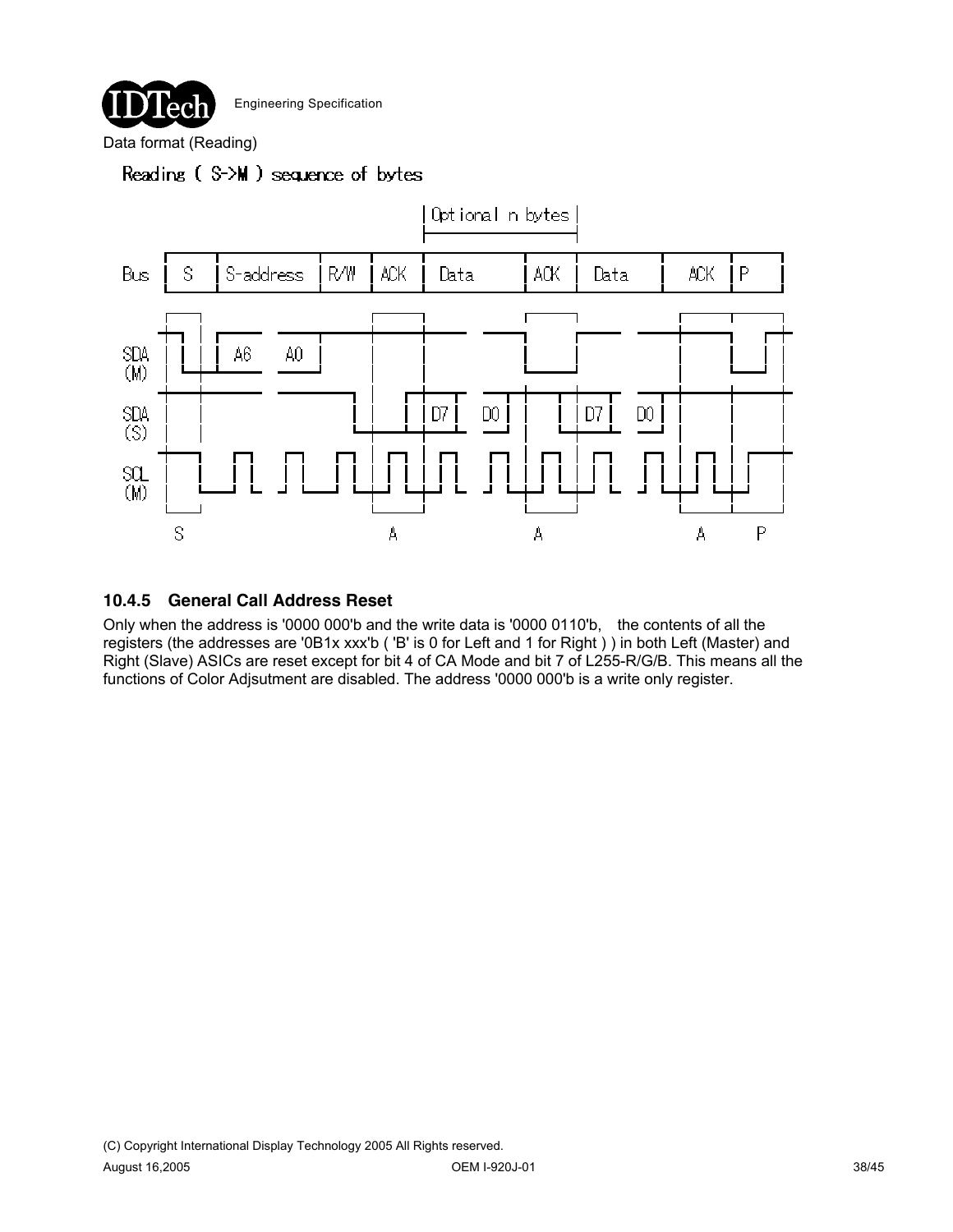Data format (Reading)

Reading ( S->M ) sequence of bytes

### 10.4.5 General Call Address Reset

Only when the address is '0000 000'b and the write data is '0000 0110'b, the contents of all the registers (the addresses are '0B1x xxx'b ( 'B' is 0 for Left and 1 for Right ) ) in both Left (Master) and Right (Slave) ASICs are reset except for bit 4 of CA Mode and bit 7 of L255-R/G/B. This means all the functions of Color Adjsutment are disabled. The address '0000 000'b is a write only register.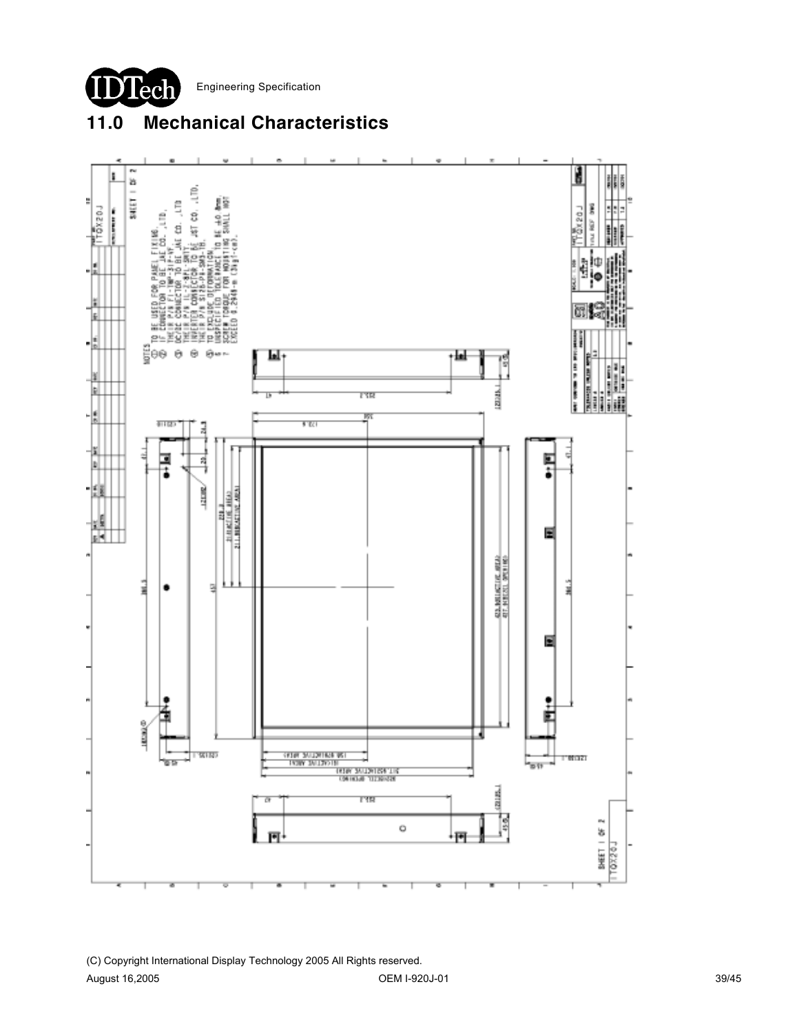## 11.0 Mechanical Characteristics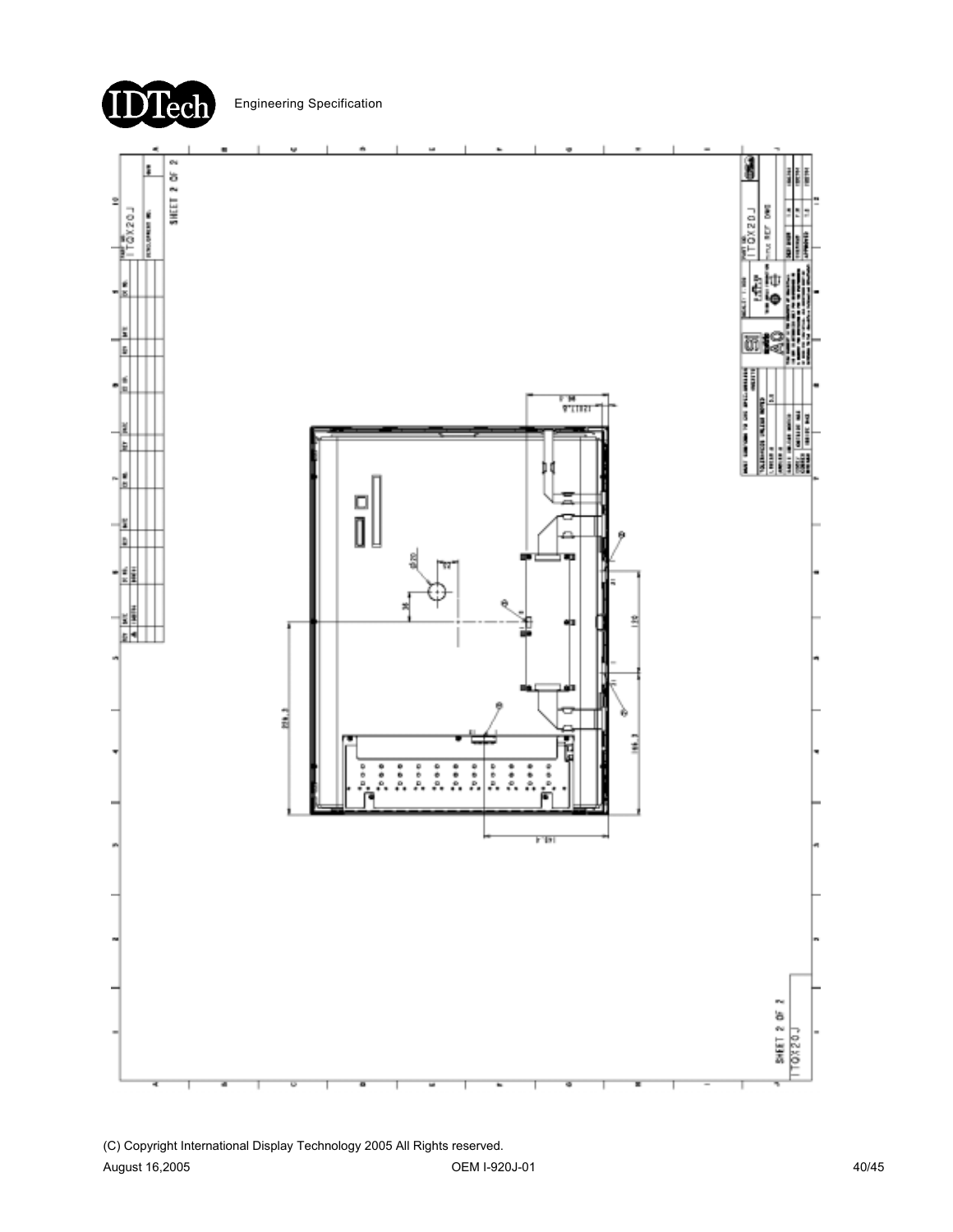SHEET 2 OF 2

ITQX20J

TITLE REF DWG

SHEET 2 OF 2

ITQX20J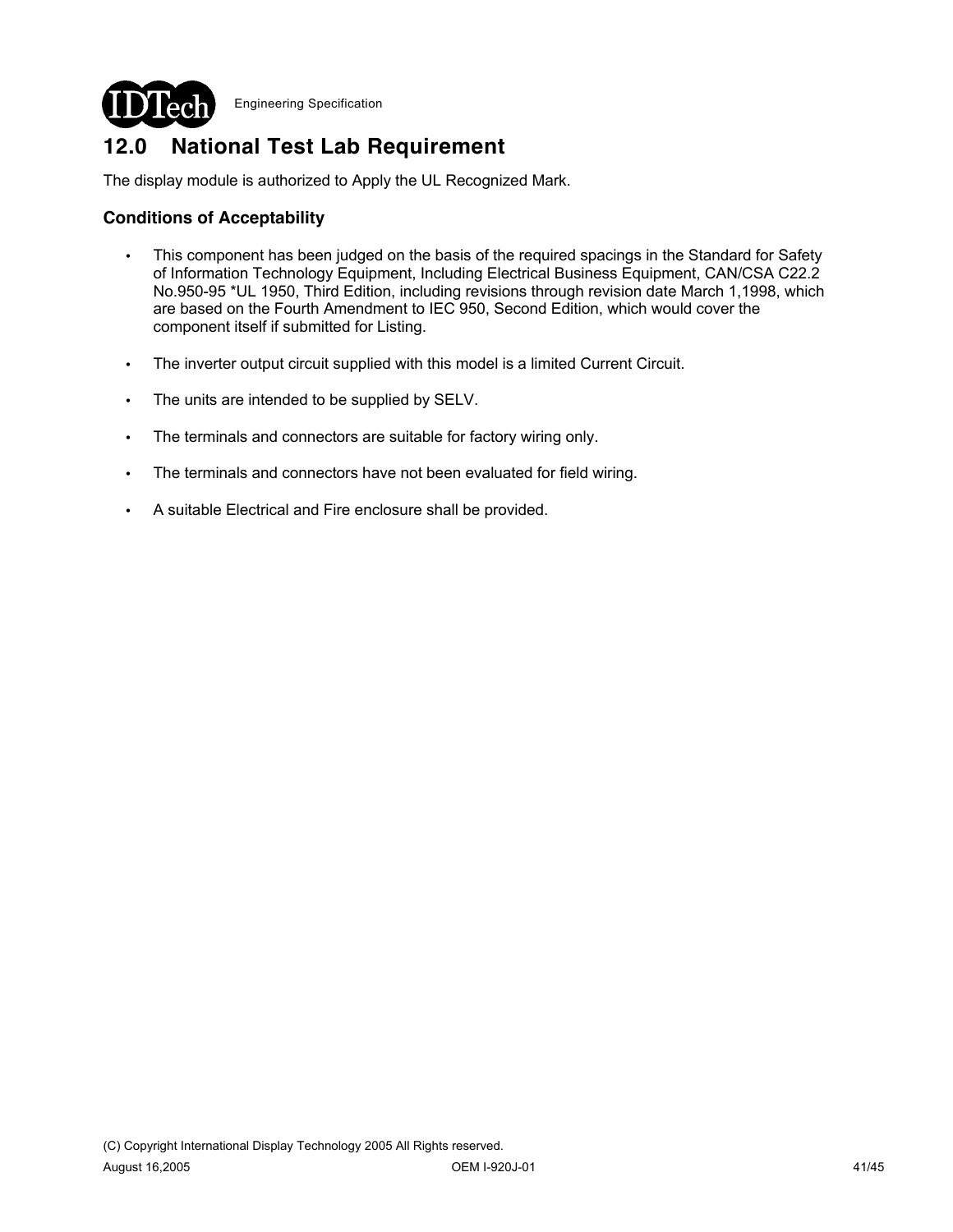## 12.0 National Test Lab Requirement

The display module is authorized to Apply the UL Recognized Mark.

### Conditions of Acceptability

- This component has been judged on the basis of the required spacings in the Standard for Safety of Information Technology Equipment, Including Electrical Business Equipment, CAN/CSA C22.2 No.950-95 *UL 1950, Third Edition, including revisions through revision date March 1,1998, which are based on the Fourth Amendment to IEC 950, Second Edition, which would cover the component itself if submitted for Listing.
- The inverter output circuit supplied with this model is a limited Current Circuit.
- The units are intended to be supplied by SELV.
- The terminals and connectors are suitable for factory wiring only.
- The terminals and connectors have not been evaluated for field wiring.
- A suitable Electrical and Fire enclosure shall be provided.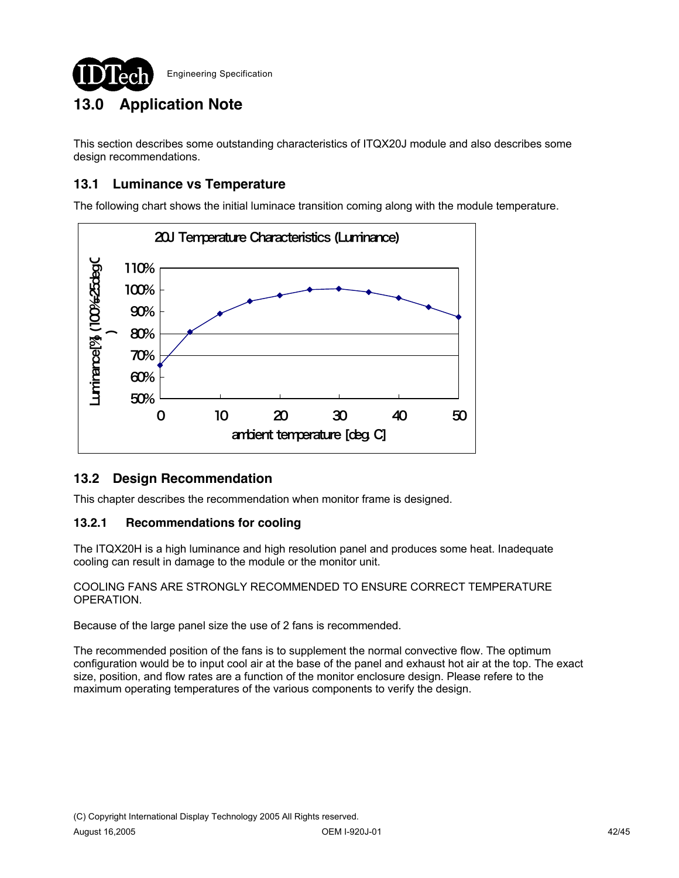# 13.0 Application Note

This section describes some outstanding characteristics of ITQX20J module and also describes some design recommendations.

## 13.1 Luminance vs Temperature

The following chart shows the initial luminace transition coming along with the module temperature.

## 13.2 Design Recommendation

This chapter describes the recommendation when monitor frame is designed.

### 13.2.1 Recommendations for cooling

The ITQX20H is a high luminance and high resolution panel and produces some heat. Inadequate cooling can result in damage to the module or the monitor unit.

COOLING FANS ARE STRONGLY RECOMMENDED TO ENSURE CORRECT TEMPERATURE OPERATION.

Because of the large panel size the use of 2 fans is recommended.

The recommended position of the fans is to supplement the normal convective flow. The optimum configuration would be to input cool air at the base of the panel and exhaust hot air at the top. The exact size, position, and flow rates are a function of the monitor enclosure design. Please refere to the maximum operating temperatures of the various components to verify the design.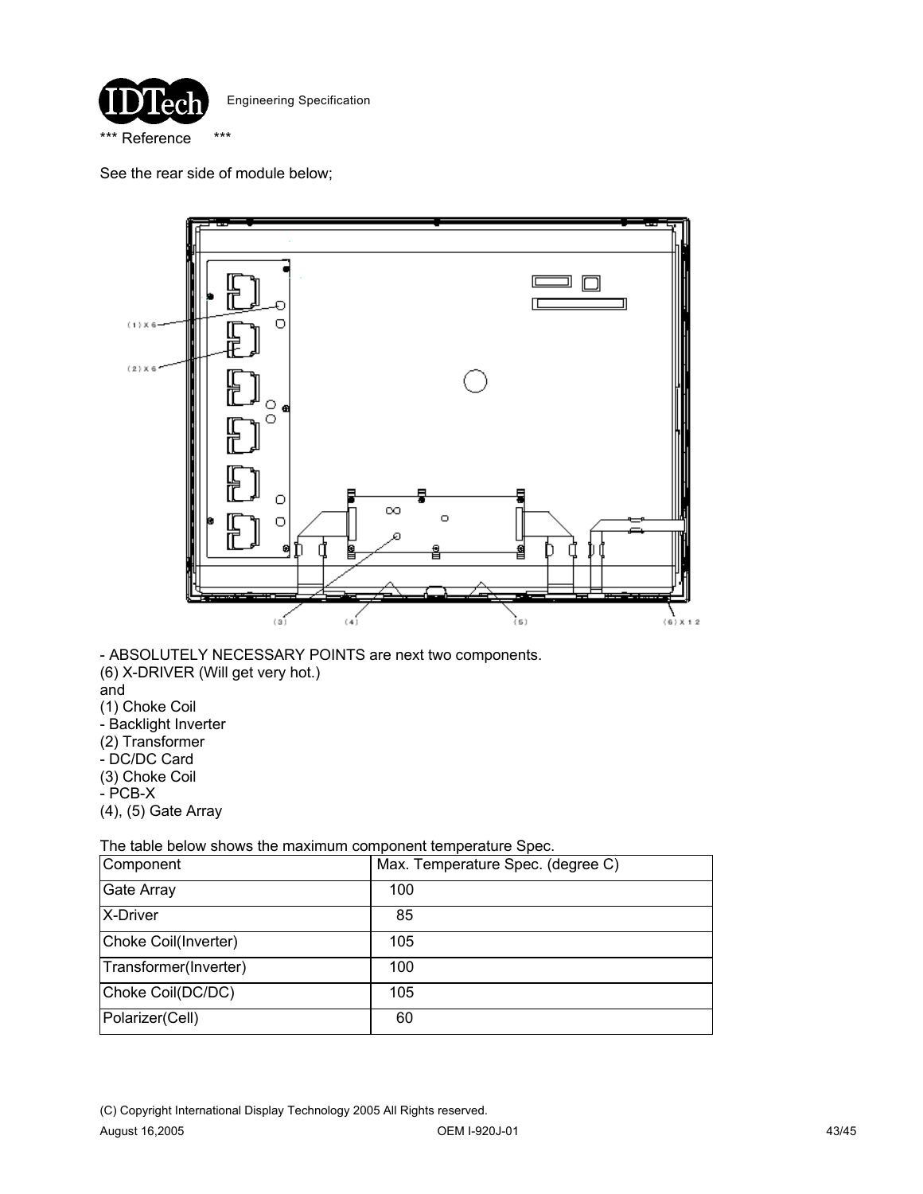*** Reference ***

See the rear side of module below;

(1) X 6

(2) X 6

(3) (4) (5) (6) X 12

- ABSOLUTELY NECESSARY POINTS are next two components.

(6) X-DRIVER (Will get very hot.)

and

(1) Choke Coil

- Backlight Inverter

(2) Transformer

- DC/DC Card

(3) Choke Coil

- PCB-X

(4), (5) Gate Array

The table below shows the maximum component temperature Spec.

| Component | Max. Temperature Spec. (degree C) |
| --- | --- |
| Gate Array | 100 |
| X-Driver | 85 |
| Choke Coil(Inverter) | 105 |
| Transformer(Inverter) | 100 |
| Choke Coil(DC/DC) | 105 |
| Polarizer(Cell) | 60 |

(C) Copyright International Display Technology 2005 All Rights reserved.

August 16,2005 OEM I-920J-01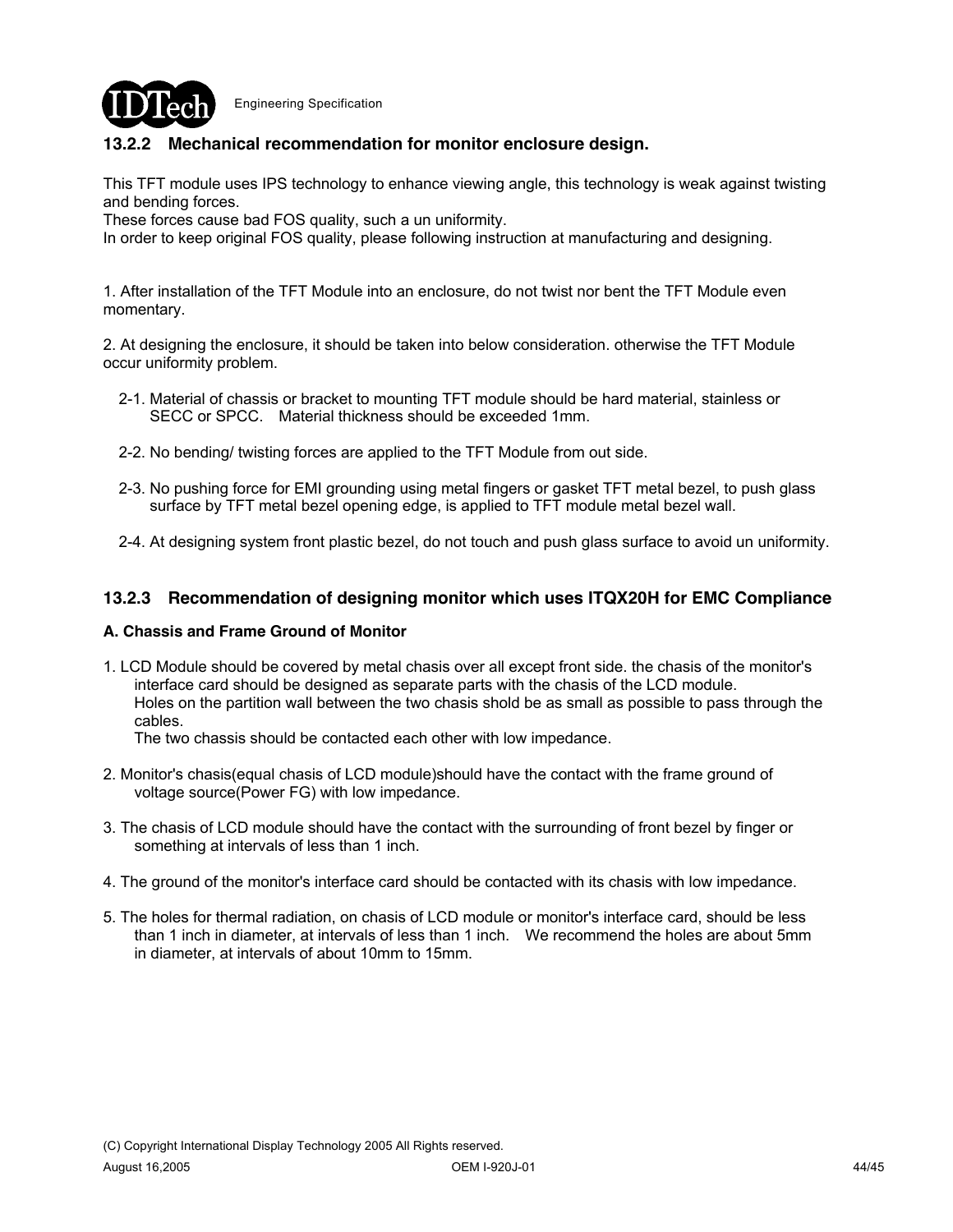### 13.2.2 Mechanical recommendation for monitor enclosure design.

This TFT module uses IPS technology to enhance viewing angle, this technology is weak against twisting and bending forces.
These forces cause bad FOS quality, such a un uniformity.
In order to keep original FOS quality, please following instruction at manufacturing and designing.

1. After installation of the TFT Module into an enclosure, do not twist nor bent the TFT Module even momentary.

2. At designing the enclosure, it should be taken into below consideration. otherwise the TFT Module occur uniformity problem.

   2-1. Material of chassis or bracket to mounting TFT module should be hard material, stainless or SECC or SPCC. Material thickness should be exceeded 1mm.

   2-2. No bending/ twisting forces are applied to the TFT Module from out side.

   2-3. No pushing force for EMI grounding using metal fingers or gasket TFT metal bezel, to push glass surface by TFT metal bezel opening edge, is applied to TFT module metal bezel wall.

   2-4. At designing system front plastic bezel, do not touch and push glass surface to avoid un uniformity.

### 13.2.3 Recommendation of designing monitor which uses ITQX20H for EMC Compliance

**A. Chassis and Frame Ground of Monitor**

1. LCD Module should be covered by metal chasis over all except front side. the chasis of the monitor's interface card should be designed as separate parts with the chasis of the LCD module.
   Holes on the partition wall between the two chasis shold be as small as possible to pass through the cables.
   The two chassis should be contacted each other with low impedance.

2. Monitor's chasis(equal chasis of LCD module)should have the contact with the frame ground of voltage source(Power FG) with low impedance.

3. The chasis of LCD module should have the contact with the surrounding of front bezel by finger or something at intervals of less than 1 inch.

4. The ground of the monitor's interface card should be contacted with its chasis with low impedance.

5. The holes for thermal radiation, on chasis of LCD module or monitor's interface card, should be less than 1 inch in diameter, at intervals of less than 1 inch. We recommend the holes are about 5mm in diameter, at intervals of about 10mm to 15mm.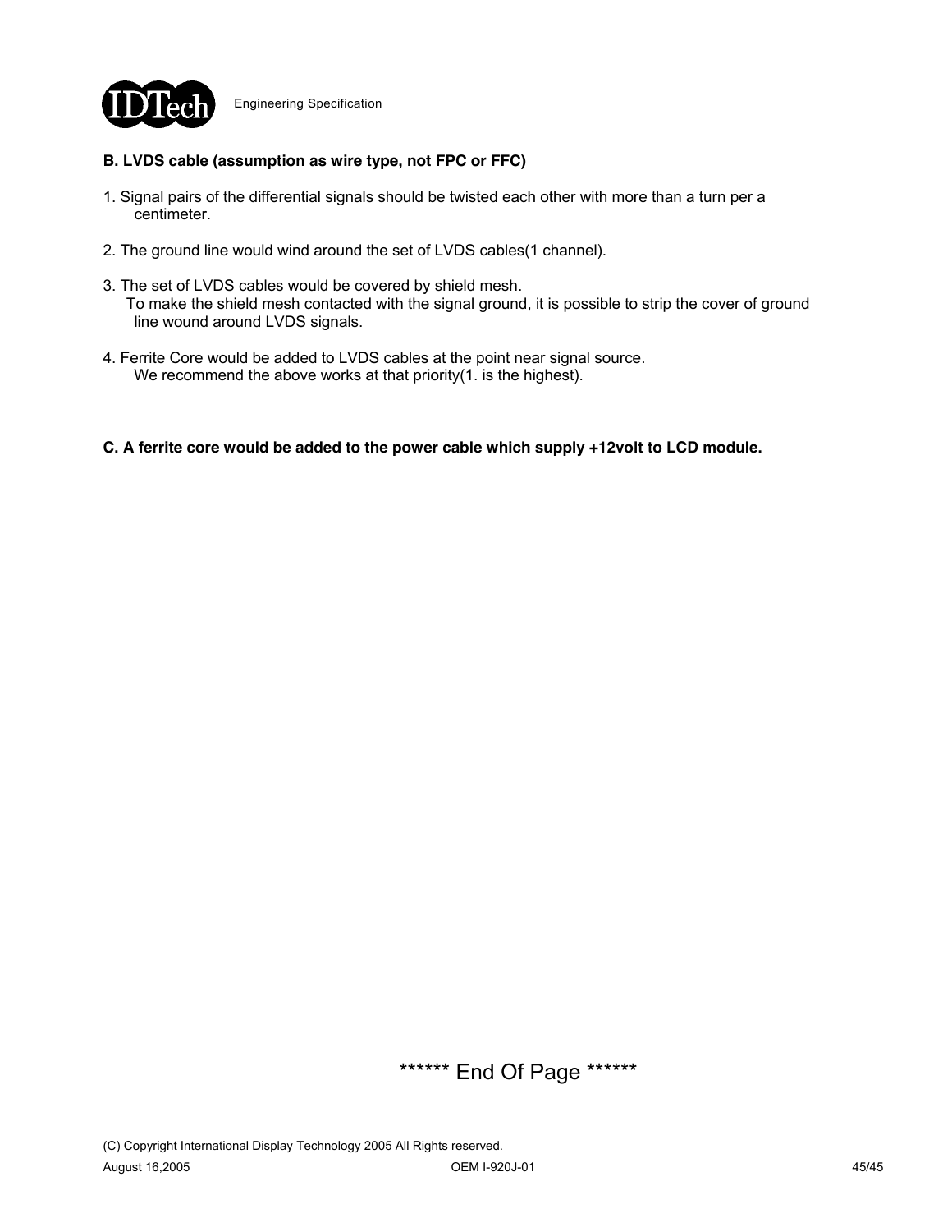**B. LVDS cable (assumption as wire type, not FPC or FFC)**

1. Signal pairs of the differential signals should be twisted each other with more than a turn per a centimeter.

2. The ground line would wind around the set of LVDS cables(1 channel).

3. The set of LVDS cables would be covered by shield mesh.
   To make the shield mesh contacted with the signal ground, it is possible to strip the cover of ground line wound around LVDS signals.

4. Ferrite Core would be added to LVDS cables at the point near signal source.
   We recommend the above works at that priority(1. is the highest).

**C. A ferrite core would be added to the power cable which supply +12volt to LCD module.**

****** End Of Page ******

(C) Copyright International Display Technology 2005 All Rights reserved.